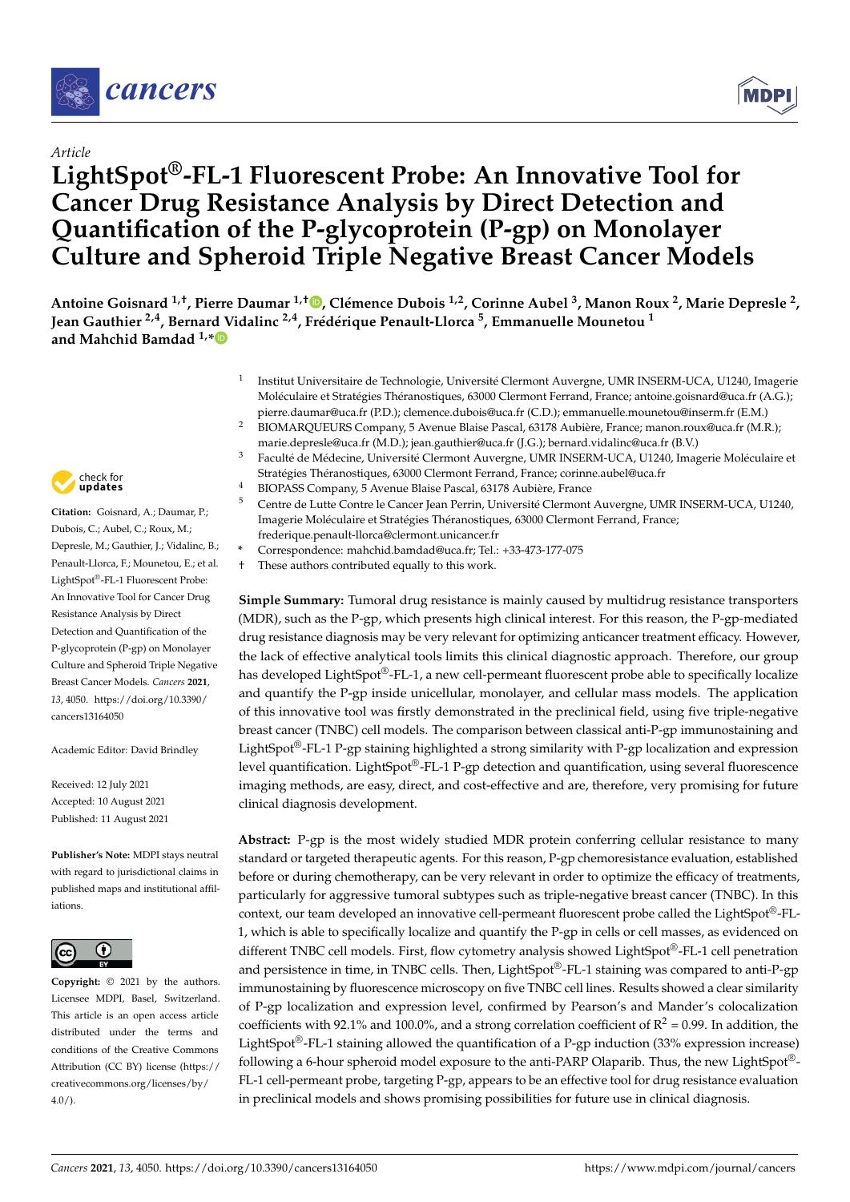*Article*

# LightSpot®-FL-1 Fluorescent Probe: An Innovative Tool for Cancer Drug Resistance Analysis by Direct Detection and Quantification of the P-glycoprotein (P-gp) on Monolayer Culture and Spheroid Triple Negative Breast Cancer Models

**Antoine Goisnard [1,†], Pierre Daumar [1,†], Clémence Dubois [1,2], Corinne Aubel [3], Manon Roux [2], Marie Depresle [2], Jean Gauthier [2,4], Bernard Vidalinc [2,4], Frédérique Penault-Llorca [5], Emmanuelle Mounetou [1] and Mahchid Bamdad [1,*]**

[1] Institut Universitaire de Technologie, Université Clermont Auvergne, UMR INSERM-UCA, U1240, Imagerie Moléculaire et Stratégies Théranostiques, 63000 Clermont Ferrand, France; antoine.goisnard@uca.fr (A.G.); pierre.daumar@uca.fr (P.D.); clemence.dubois@uca.fr (C.D.); emmanuelle.mounetou@inserm.fr (E.M.)

[2] BIOMARQUEURS Company, 5 Avenue Blaise Pascal, 63178 Aubière, France; manon.roux@uca.fr (M.R.); marie.depresle@uca.fr (M.D.); jean.gauthier@uca.fr (J.G.); bernard.vidalinc@uca.fr (B.V.)

[3] Faculté de Médecine, Université Clermont Auvergne, UMR INSERM-UCA, U1240, Imagerie Moléculaire et Stratégies Théranostiques, 63000 Clermont Ferrand, France; corinne.aubel@uca.fr

[4] BIOPASS Company, 5 Avenue Blaise Pascal, 63178 Aubière, France

[5] Centre de Lutte Contre le Cancer Jean Perrin, Université Clermont Auvergne, UMR INSERM-UCA, U1240, Imagerie Moléculaire et Stratégies Théranostiques, 63000 Clermont Ferrand, France; frederique.penault-llorca@clermont.unicancer.fr

\* Correspondence: mahchid.bamdad@uca.fr; Tel.: +33-473-177-075

† These authors contributed equally to this work.

**Citation:** Goisnard, A.; Daumar, P.; Dubois, C.; Aubel, C.; Roux, M.; Depresle, M.; Gauthier, J.; Vidalinc, B.; Penault-Llorca, F.; Mounetou, E.; et al. LightSpot®-FL-1 Fluorescent Probe: An Innovative Tool for Cancer Drug Resistance Analysis by Direct Detection and Quantification of the P-glycoprotein (P-gp) on Monolayer Culture and Spheroid Triple Negative Breast Cancer Models. *Cancers* **2021**, *13*, 4050. https://doi.org/10.3390/cancers13164050

Academic Editor: David Brindley

Received: 12 July 2021
Accepted: 10 August 2021
Published: 11 August 2021

**Publisher's Note:** MDPI stays neutral with regard to jurisdictional claims in published maps and institutional affiliations.

**Copyright:** © 2021 by the authors. Licensee MDPI, Basel, Switzerland. This article is an open access article distributed under the terms and conditions of the Creative Commons Attribution (CC BY) license (https://creativecommons.org/licenses/by/4.0/).

**Simple Summary:** Tumoral drug resistance is mainly caused by multidrug resistance transporters (MDR), such as the P-gp, which presents high clinical interest. For this reason, the P-gp-mediated drug resistance diagnosis may be very relevant for optimizing anticancer treatment efficacy. However, the lack of effective analytical tools limits this clinical diagnostic approach. Therefore, our group has developed LightSpot®-FL-1, a new cell-permeant fluorescent probe able to specifically localize and quantify the P-gp inside unicellular, monolayer, and cellular mass models. The application of this innovative tool was firstly demonstrated in the preclinical field, using five triple-negative breast cancer (TNBC) cell models. The comparison between classical anti-P-gp immunostaining and LightSpot®-FL-1 P-gp staining highlighted a strong similarity with P-gp localization and expression level quantification. LightSpot®-FL-1 P-gp detection and quantification, using several fluorescence imaging methods, are easy, direct, and cost-effective and are, therefore, very promising for future clinical diagnosis development.

**Abstract:** P-gp is the most widely studied MDR protein conferring cellular resistance to many standard or targeted therapeutic agents. For this reason, P-gp chemoresistance evaluation, established before or during chemotherapy, can be very relevant in order to optimize the efficacy of treatments, particularly for aggressive tumoral subtypes such as triple-negative breast cancer (TNBC). In this context, our team developed an innovative cell-permeant fluorescent probe called the LightSpot®-FL-1, which is able to specifically localize and quantify the P-gp in cells or cell masses, as evidenced on different TNBC cell models. First, flow cytometry analysis showed LightSpot®-FL-1 cell penetration and persistence in time, in TNBC cells. Then, LightSpot®-FL-1 staining was compared to anti-P-gp immunostaining by fluorescence microscopy on five TNBC cell lines. Results showed a clear similarity of P-gp localization and expression level, confirmed by Pearson's and Mander's colocalization coefficients with 92.1% and 100.0%, and a strong correlation coefficient of $R^2 = 0.99$. In addition, the LightSpot®-FL-1 staining allowed the quantification of a P-gp induction (33% expression increase) following a 6-hour spheroid model exposure to the anti-PARP Olaparib. Thus, the new LightSpot®-FL-1 cell-permeant probe, targeting P-gp, appears to be an effective tool for drug resistance evaluation in preclinical models and shows promising possibilities for future use in clinical diagnosis.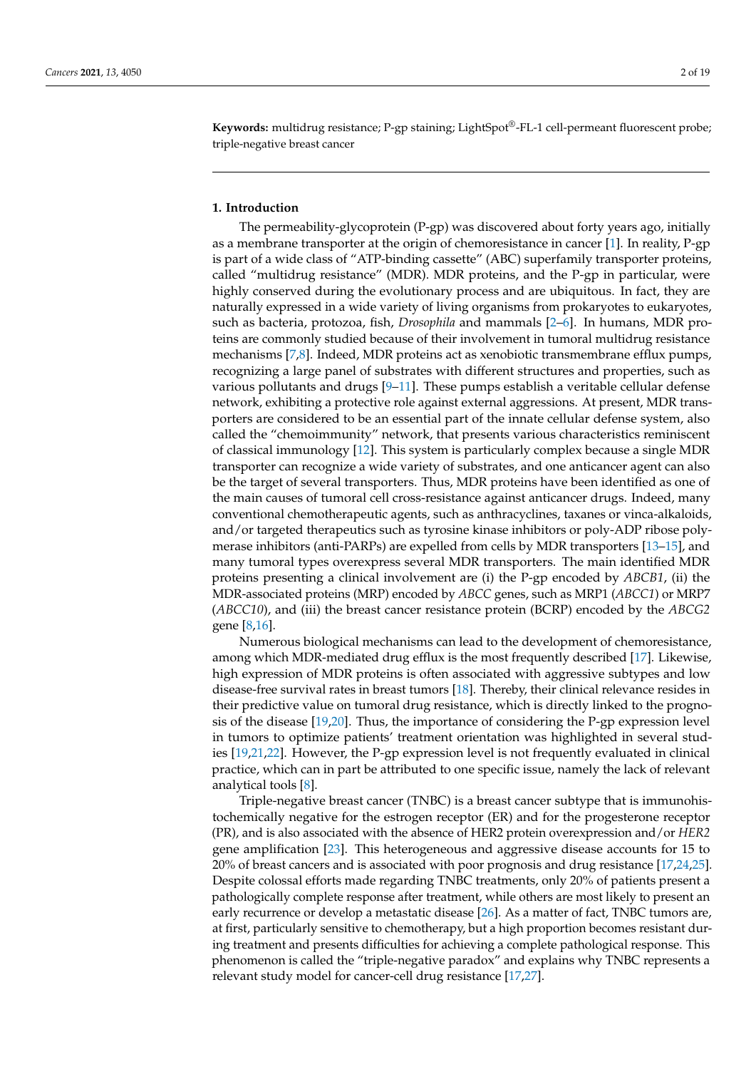**Keywords:** multidrug resistance; P-gp staining; LightSpot®-FL-1 cell-permeant fluorescent probe; triple-negative breast cancer

## 1. Introduction

The permeability-glycoprotein (P-gp) was discovered about forty years ago, initially as a membrane transporter at the origin of chemoresistance in cancer [1]. In reality, P-gp is part of a wide class of "ATP-binding cassette" (ABC) superfamily transporter proteins, called "multidrug resistance" (MDR). MDR proteins, and the P-gp in particular, were highly conserved during the evolutionary process and are ubiquitous. In fact, they are naturally expressed in a wide variety of living organisms from prokaryotes to eukaryotes, such as bacteria, protozoa, fish, *Drosophila* and mammals [2–6]. In humans, MDR proteins are commonly studied because of their involvement in tumoral multidrug resistance mechanisms [7,8]. Indeed, MDR proteins act as xenobiotic transmembrane efflux pumps, recognizing a large panel of substrates with different structures and properties, such as various pollutants and drugs [9–11]. These pumps establish a veritable cellular defense network, exhibiting a protective role against external aggressions. At present, MDR transporters are considered to be an essential part of the innate cellular defense system, also called the "chemoimmunity" network, that presents various characteristics reminiscent of classical immunology [12]. This system is particularly complex because a single MDR transporter can recognize a wide variety of substrates, and one anticancer agent can also be the target of several transporters. Thus, MDR proteins have been identified as one of the main causes of tumoral cell cross-resistance against anticancer drugs. Indeed, many conventional chemotherapeutic agents, such as anthracyclines, taxanes or vinca-alkaloids, and/or targeted therapeutics such as tyrosine kinase inhibitors or poly-ADP ribose polymerase inhibitors (anti-PARPs) are expelled from cells by MDR transporters [13–15], and many tumoral types overexpress several MDR transporters. The main identified MDR proteins presenting a clinical involvement are (i) the P-gp encoded by *ABCB1*, (ii) the MDR-associated proteins (MRP) encoded by *ABCC* genes, such as MRP1 (*ABCC1*) or MRP7 (*ABCC10*), and (iii) the breast cancer resistance protein (BCRP) encoded by the *ABCG2* gene [8,16].

Numerous biological mechanisms can lead to the development of chemoresistance, among which MDR-mediated drug efflux is the most frequently described [17]. Likewise, high expression of MDR proteins is often associated with aggressive subtypes and low disease-free survival rates in breast tumors [18]. Thereby, their clinical relevance resides in their predictive value on tumoral drug resistance, which is directly linked to the prognosis of the disease [19,20]. Thus, the importance of considering the P-gp expression level in tumors to optimize patients' treatment orientation was highlighted in several studies [19,21,22]. However, the P-gp expression level is not frequently evaluated in clinical practice, which can in part be attributed to one specific issue, namely the lack of relevant analytical tools [8].

Triple-negative breast cancer (TNBC) is a breast cancer subtype that is immunohistochemically negative for the estrogen receptor (ER) and for the progesterone receptor (PR), and is also associated with the absence of HER2 protein overexpression and/or *HER2* gene amplification [23]. This heterogeneous and aggressive disease accounts for 15 to 20% of breast cancers and is associated with poor prognosis and drug resistance [17,24,25]. Despite colossal efforts made regarding TNBC treatments, only 20% of patients present a pathologically complete response after treatment, while others are most likely to present an early recurrence or develop a metastatic disease [26]. As a matter of fact, TNBC tumors are, at first, particularly sensitive to chemotherapy, but a high proportion becomes resistant during treatment and presents difficulties for achieving a complete pathological response. This phenomenon is called the "triple-negative paradox" and explains why TNBC represents a relevant study model for cancer-cell drug resistance [17,27].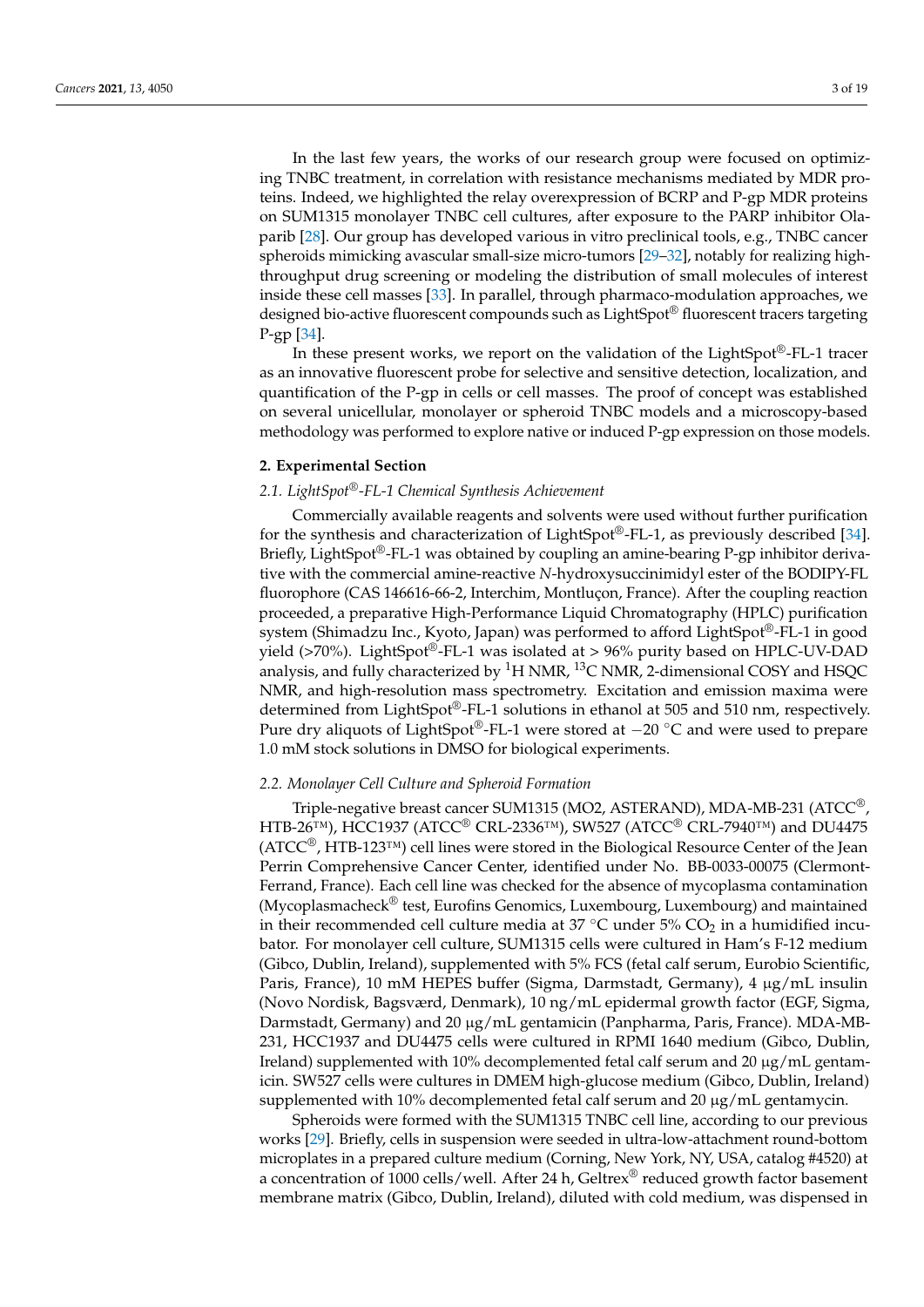In the last few years, the works of our research group were focused on optimizing TNBC treatment, in correlation with resistance mechanisms mediated by MDR proteins. Indeed, we highlighted the relay overexpression of BCRP and P-gp MDR proteins on SUM1315 monolayer TNBC cell cultures, after exposure to the PARP inhibitor Olaparib [28]. Our group has developed various in vitro preclinical tools, e.g., TNBC cancer spheroids mimicking avascular small-size micro-tumors [29–32], notably for realizing high-throughput drug screening or modeling the distribution of small molecules of interest inside these cell masses [33]. In parallel, through pharmaco-modulation approaches, we designed bio-active fluorescent compounds such as LightSpot® fluorescent tracers targeting P-gp [34].

In these present works, we report on the validation of the LightSpot®-FL-1 tracer as an innovative fluorescent probe for selective and sensitive detection, localization, and quantification of the P-gp in cells or cell masses. The proof of concept was established on several unicellular, monolayer or spheroid TNBC models and a microscopy-based methodology was performed to explore native or induced P-gp expression on those models.

## 2. Experimental Section

### 2.1. LightSpot®-FL-1 Chemical Synthesis Achievement

Commercially available reagents and solvents were used without further purification for the synthesis and characterization of LightSpot®-FL-1, as previously described [34]. Briefly, LightSpot®-FL-1 was obtained by coupling an amine-bearing P-gp inhibitor derivative with the commercial amine-reactive *N*-hydroxysuccinimidyl ester of the BODIPY-FL fluorophore (CAS 146616-66-2, Interchim, Montluçon, France). After the coupling reaction proceeded, a preparative High-Performance Liquid Chromatography (HPLC) purification system (Shimadzu Inc., Kyoto, Japan) was performed to afford LightSpot®-FL-1 in good yield (>70%). LightSpot®-FL-1 was isolated at > 96% purity based on HPLC-UV-DAD analysis, and fully characterized by $^{1}H$ NMR, $^{13}C$ NMR, 2-dimensional COSY and HSQC NMR, and high-resolution mass spectrometry. Excitation and emission maxima were determined from LightSpot®-FL-1 solutions in ethanol at 505 and 510 nm, respectively. Pure dry aliquots of LightSpot®-FL-1 were stored at −20 °C and were used to prepare 1.0 mM stock solutions in DMSO for biological experiments.

### 2.2. Monolayer Cell Culture and Spheroid Formation

Triple-negative breast cancer SUM1315 (MO2, ASTERAND), MDA-MB-231 (ATCC®, HTB-26™), HCC1937 (ATCC® CRL-2336™), SW527 (ATCC® CRL-7940™) and DU4475 (ATCC®, HTB-123™) cell lines were stored in the Biological Resource Center of the Jean Perrin Comprehensive Cancer Center, identified under No. BB-0033-00075 (Clermont-Ferrand, France). Each cell line was checked for the absence of mycoplasma contamination (Mycoplasmacheck® test, Eurofins Genomics, Luxembourg, Luxembourg) and maintained in their recommended cell culture media at 37 °C under 5% $CO_2$ in a humidified incubator. For monolayer cell culture, SUM1315 cells were cultured in Ham's F-12 medium (Gibco, Dublin, Ireland), supplemented with 5% FCS (fetal calf serum, Eurobio Scientific, Paris, France), 10 mM HEPES buffer (Sigma, Darmstadt, Germany), 4 µg/mL insulin (Novo Nordisk, Bagsværd, Denmark), 10 ng/mL epidermal growth factor (EGF, Sigma, Darmstadt, Germany) and 20 µg/mL gentamicin (Panpharma, Paris, France). MDA-MB-231, HCC1937 and DU4475 cells were cultured in RPMI 1640 medium (Gibco, Dublin, Ireland) supplemented with 10% decomplemented fetal calf serum and 20 µg/mL gentamicin. SW527 cells were cultures in DMEM high-glucose medium (Gibco, Dublin, Ireland) supplemented with 10% decomplemented fetal calf serum and 20 µg/mL gentamycin.

Spheroids were formed with the SUM1315 TNBC cell line, according to our previous works [29]. Briefly, cells in suspension were seeded in ultra-low-attachment round-bottom microplates in a prepared culture medium (Corning, New York, NY, USA, catalog #4520) at a concentration of 1000 cells/well. After 24 h, Geltrex® reduced growth factor basement membrane matrix (Gibco, Dublin, Ireland), diluted with cold medium, was dispensed in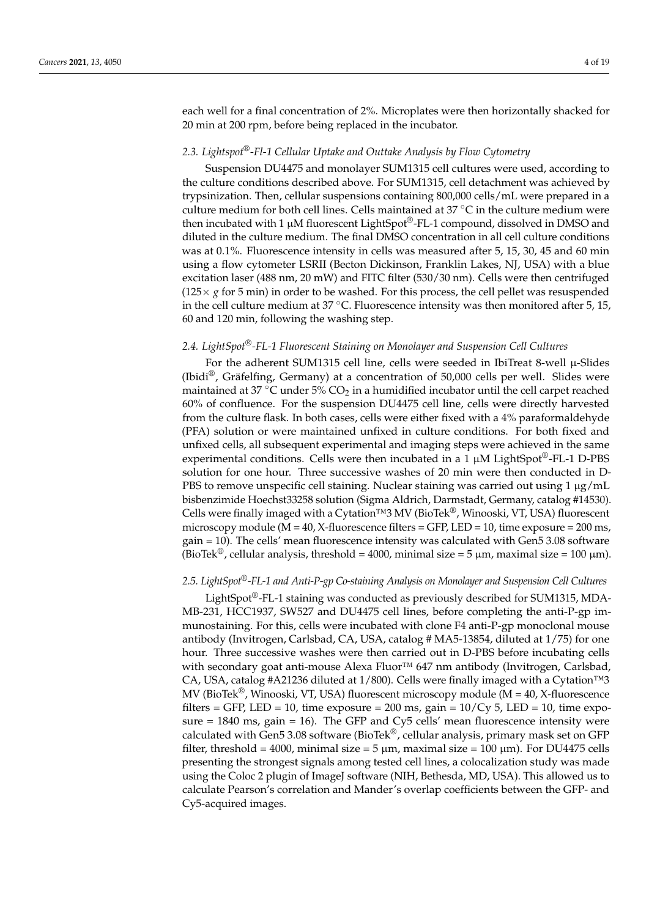each well for a final concentration of 2%. Microplates were then horizontally shacked for 20 min at 200 rpm, before being replaced in the incubator.

### 2.3. Lightspot®-Fl-1 Cellular Uptake and Outtake Analysis by Flow Cytometry

Suspension DU4475 and monolayer SUM1315 cell cultures were used, according to the culture conditions described above. For SUM1315, cell detachment was achieved by trypsinization. Then, cellular suspensions containing 800,000 cells/mL were prepared in a culture medium for both cell lines. Cells maintained at 37 °C in the culture medium were then incubated with 1 µM fluorescent LightSpot®-FL-1 compound, dissolved in DMSO and diluted in the culture medium. The final DMSO concentration in all cell culture conditions was at 0.1%. Fluorescence intensity in cells was measured after 5, 15, 30, 45 and 60 min using a flow cytometer LSRII (Becton Dickinson, Franklin Lakes, NJ, USA) with a blue excitation laser (488 nm, 20 mW) and FITC filter (530/30 nm). Cells were then centrifuged ($125\times g$ for 5 min) in order to be washed. For this process, the cell pellet was resuspended in the cell culture medium at 37 °C. Fluorescence intensity was then monitored after 5, 15, 60 and 120 min, following the washing step.

### 2.4. LightSpot®-FL-1 Fluorescent Staining on Monolayer and Suspension Cell Cultures

For the adherent SUM1315 cell line, cells were seeded in IbiTreat 8-well µ-Slides (Ibidi®, Gräfelfing, Germany) at a concentration of 50,000 cells per well. Slides were maintained at 37 °C under 5% $CO_2$ in a humidified incubator until the cell carpet reached 60% of confluence. For the suspension DU4475 cell line, cells were directly harvested from the culture flask. In both cases, cells were either fixed with a 4% paraformaldehyde (PFA) solution or were maintained unfixed in culture conditions. For both fixed and unfixed cells, all subsequent experimental and imaging steps were achieved in the same experimental conditions. Cells were then incubated in a 1 µM LightSpot®-FL-1 D-PBS solution for one hour. Three successive washes of 20 min were then conducted in D-PBS to remove unspecific cell staining. Nuclear staining was carried out using 1 µg/mL bisbenzimide Hoechst33258 solution (Sigma Aldrich, Darmstadt, Germany, catalog #14530). Cells were finally imaged with a Cytation™3 MV (BioTek®, Winooski, VT, USA) fluorescent microscopy module (M = 40, X-fluorescence filters = GFP, LED = 10, time exposure = 200 ms, gain = 10). The cells' mean fluorescence intensity was calculated with Gen5 3.08 software (BioTek®, cellular analysis, threshold = 4000, minimal size = 5 µm, maximal size = 100 µm).

### 2.5. LightSpot®-FL-1 and Anti-P-gp Co-staining Analysis on Monolayer and Suspension Cell Cultures

LightSpot®-FL-1 staining was conducted as previously described for SUM1315, MDA-MB-231, HCC1937, SW527 and DU4475 cell lines, before completing the anti-P-gp immunostaining. For this, cells were incubated with clone F4 anti-P-gp monoclonal mouse antibody (Invitrogen, Carlsbad, CA, USA, catalog # MA5-13854, diluted at 1/75) for one hour. Three successive washes were then carried out in D-PBS before incubating cells with secondary goat anti-mouse Alexa Fluor™ 647 nm antibody (Invitrogen, Carlsbad, CA, USA, catalog #A21236 diluted at 1/800). Cells were finally imaged with a Cytation™3 MV (BioTek®, Winooski, VT, USA) fluorescent microscopy module (M = 40, X-fluorescence filters = GFP, LED = 10, time exposure = 200 ms, gain = 10/Cy 5, LED = 10, time exposure = 1840 ms, gain = 16). The GFP and Cy5 cells' mean fluorescence intensity were calculated with Gen5 3.08 software (BioTek®, cellular analysis, primary mask set on GFP filter, threshold = 4000, minimal size = 5 µm, maximal size = 100 µm). For DU4475 cells presenting the strongest signals among tested cell lines, a colocalization study was made using the Coloc 2 plugin of ImageJ software (NIH, Bethesda, MD, USA). This allowed us to calculate Pearson's correlation and Mander's overlap coefficients between the GFP- and Cy5-acquired images.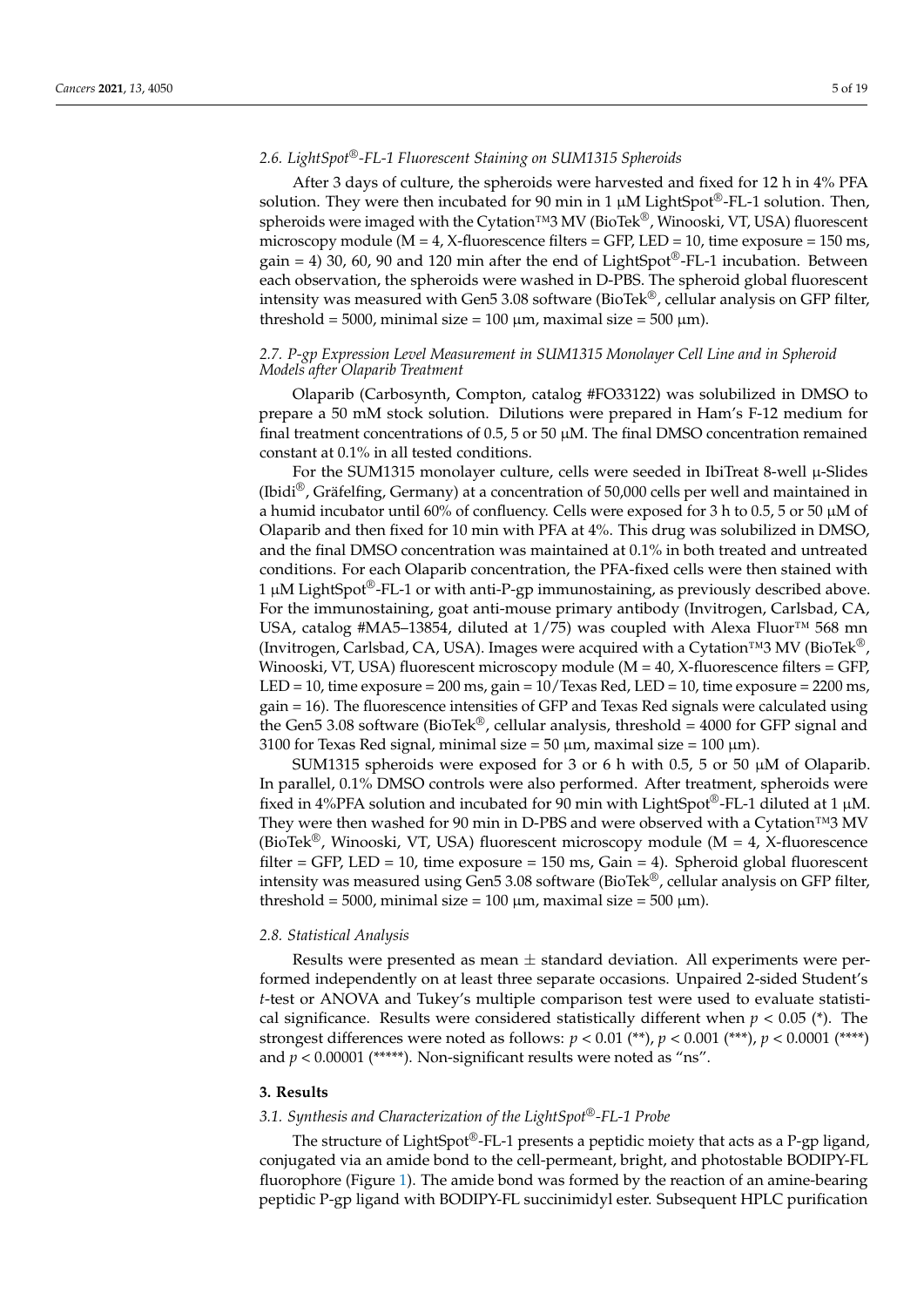### 2.6. LightSpot®-FL-1 Fluorescent Staining on SUM1315 Spheroids

After 3 days of culture, the spheroids were harvested and fixed for 12 h in 4% PFA solution. They were then incubated for 90 min in 1 μM LightSpot®-FL-1 solution. Then, spheroids were imaged with the Cytation™3 MV (BioTek®, Winooski, VT, USA) fluorescent microscopy module (M = 4, X-fluorescence filters = GFP, LED = 10, time exposure = 150 ms, gain = 4) 30, 60, 90 and 120 min after the end of LightSpot®-FL-1 incubation. Between each observation, the spheroids were washed in D-PBS. The spheroid global fluorescent intensity was measured with Gen5 3.08 software (BioTek®, cellular analysis on GFP filter, threshold = 5000, minimal size = 100 μm, maximal size = 500 μm).

### 2.7. P-gp Expression Level Measurement in SUM1315 Monolayer Cell Line and in Spheroid Models after Olaparib Treatment

Olaparib (Carbosynth, Compton, catalog #FO33122) was solubilized in DMSO to prepare a 50 mM stock solution. Dilutions were prepared in Ham's F-12 medium for final treatment concentrations of 0.5, 5 or 50 μM. The final DMSO concentration remained constant at 0.1% in all tested conditions.

For the SUM1315 monolayer culture, cells were seeded in IbiTreat 8-well μ-Slides (Ibidi®, Gräfelfing, Germany) at a concentration of 50,000 cells per well and maintained in a humid incubator until 60% of confluency. Cells were exposed for 3 h to 0.5, 5 or 50 μM of Olaparib and then fixed for 10 min with PFA at 4%. This drug was solubilized in DMSO, and the final DMSO concentration was maintained at 0.1% in both treated and untreated conditions. For each Olaparib concentration, the PFA-fixed cells were then stained with 1 μM LightSpot®-FL-1 or with anti-P-gp immunostaining, as previously described above. For the immunostaining, goat anti-mouse primary antibody (Invitrogen, Carlsbad, CA, USA, catalog #MA5–13854, diluted at 1/75) was coupled with Alexa Fluor™ 568 mn (Invitrogen, Carlsbad, CA, USA). Images were acquired with a Cytation™3 MV (BioTek®, Winooski, VT, USA) fluorescent microscopy module (M = 40, X-fluorescence filters = GFP, LED = 10, time exposure = 200 ms, gain = 10/Texas Red, LED = 10, time exposure = 2200 ms, gain = 16). The fluorescence intensities of GFP and Texas Red signals were calculated using the Gen5 3.08 software (BioTek®, cellular analysis, threshold = 4000 for GFP signal and 3100 for Texas Red signal, minimal size = 50 μm, maximal size = 100 μm).

SUM1315 spheroids were exposed for 3 or 6 h with 0.5, 5 or 50 μM of Olaparib. In parallel, 0.1% DMSO controls were also performed. After treatment, spheroids were fixed in 4%PFA solution and incubated for 90 min with LightSpot®-FL-1 diluted at 1 μM. They were then washed for 90 min in D-PBS and were observed with a Cytation™3 MV (BioTek®, Winooski, VT, USA) fluorescent microscopy module (M = 4, X-fluorescence filter = GFP, LED = 10, time exposure = 150 ms, Gain = 4). Spheroid global fluorescent intensity was measured using Gen5 3.08 software (BioTek®, cellular analysis on GFP filter, threshold = 5000, minimal size = 100 μm, maximal size = 500 μm).

### 2.8. Statistical Analysis

Results were presented as mean ± standard deviation. All experiments were performed independently on at least three separate occasions. Unpaired 2-sided Student's *t*-test or ANOVA and Tukey's multiple comparison test were used to evaluate statistical significance. Results were considered statistically different when $p < 0.05$ (*). The strongest differences were noted as follows: $p < 0.01$ (**), $p < 0.001$ (***), $p < 0.0001$ (****) and $p < 0.00001$ (*****). Non-significant results were noted as "ns".

## 3. Results

### 3.1. Synthesis and Characterization of the LightSpot®-FL-1 Probe

The structure of LightSpot®-FL-1 presents a peptidic moiety that acts as a P-gp ligand, conjugated via an amide bond to the cell-permeant, bright, and photostable BODIPY-FL fluorophore (Figure 1). The amide bond was formed by the reaction of an amine-bearing peptidic P-gp ligand with BODIPY-FL succinimidyl ester. Subsequent HPLC purification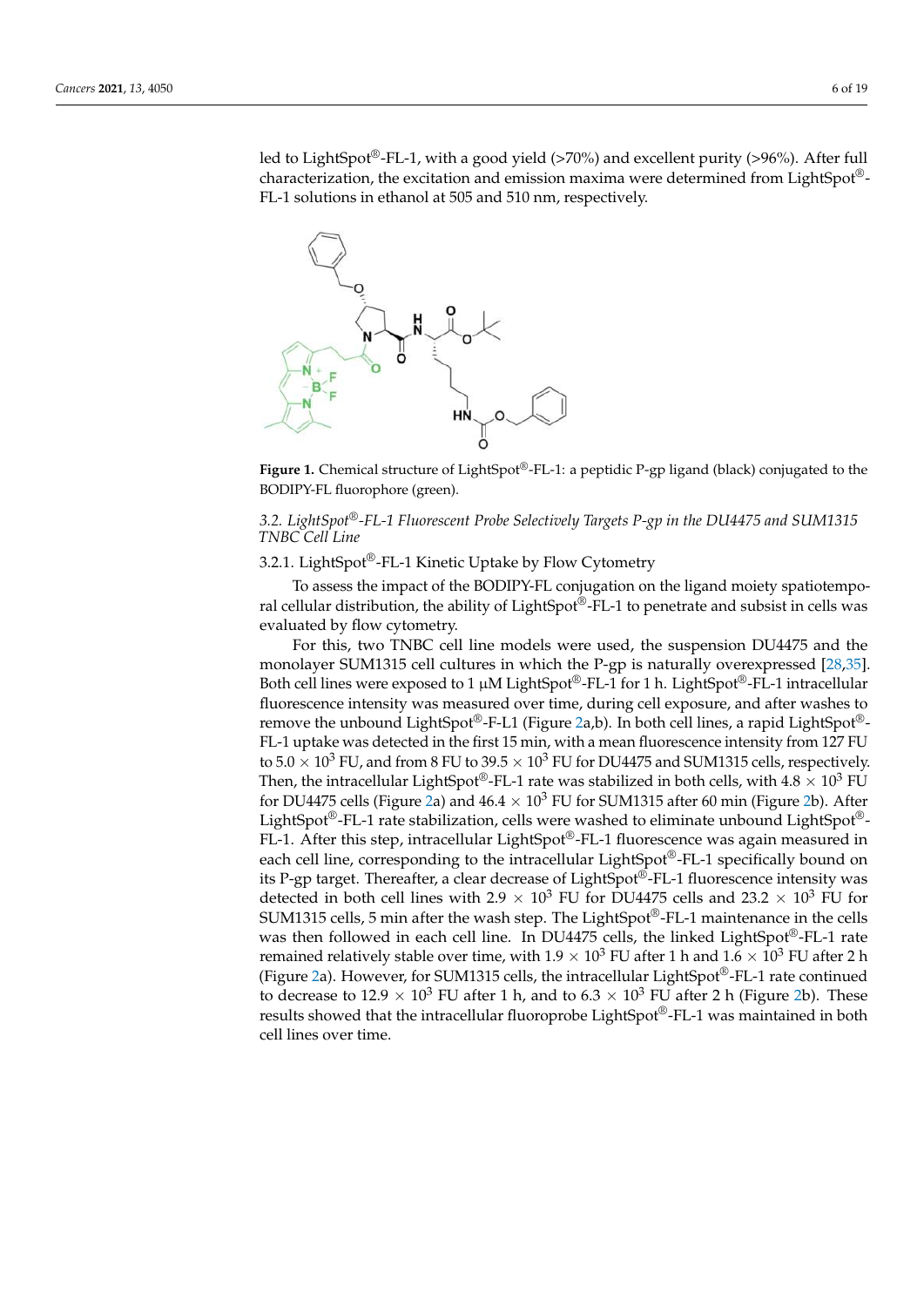led to LightSpot®-FL-1, with a good yield (>70%) and excellent purity (>96%). After full characterization, the excitation and emission maxima were determined from LightSpot®-FL-1 solutions in ethanol at 505 and 510 nm, respectively.

**Figure 1.** Chemical structure of LightSpot®-FL-1: a peptidic P-gp ligand (black) conjugated to the BODIPY-FL fluorophore (green).

### *3.2. LightSpot®-FL-1 Fluorescent Probe Selectively Targets P-gp in the DU4475 and SUM1315 TNBC Cell Line*

#### 3.2.1. LightSpot®-FL-1 Kinetic Uptake by Flow Cytometry

To assess the impact of the BODIPY-FL conjugation on the ligand moiety spatiotemporal cellular distribution, the ability of LightSpot®-FL-1 to penetrate and subsist in cells was evaluated by flow cytometry.

For this, two TNBC cell line models were used, the suspension DU4475 and the monolayer SUM1315 cell cultures in which the P-gp is naturally overexpressed [28,35]. Both cell lines were exposed to 1 µM LightSpot®-FL-1 for 1 h. LightSpot®-FL-1 intracellular fluorescence intensity was measured over time, during cell exposure, and after washes to remove the unbound LightSpot®-F-L1 (Figure 2a,b). In both cell lines, a rapid LightSpot®-FL-1 uptake was detected in the first 15 min, with a mean fluorescence intensity from 127 FU to $5.0 \times 10^3$ FU, and from 8 FU to $39.5 \times 10^3$ FU for DU4475 and SUM1315 cells, respectively. Then, the intracellular LightSpot®-FL-1 rate was stabilized in both cells, with $4.8 \times 10^3$ FU for DU4475 cells (Figure 2a) and $46.4 \times 10^3$ FU for SUM1315 after 60 min (Figure 2b). After LightSpot®-FL-1 rate stabilization, cells were washed to eliminate unbound LightSpot®-FL-1. After this step, intracellular LightSpot®-FL-1 fluorescence was again measured in each cell line, corresponding to the intracellular LightSpot®-FL-1 specifically bound on its P-gp target. Thereafter, a clear decrease of LightSpot®-FL-1 fluorescence intensity was detected in both cell lines with $2.9 \times 10^3$ FU for DU4475 cells and $23.2 \times 10^3$ FU for SUM1315 cells, 5 min after the wash step. The LightSpot®-FL-1 maintenance in the cells was then followed in each cell line. In DU4475 cells, the linked LightSpot®-FL-1 rate remained relatively stable over time, with $1.9 \times 10^3$ FU after 1 h and $1.6 \times 10^3$ FU after 2 h (Figure 2a). However, for SUM1315 cells, the intracellular LightSpot®-FL-1 rate continued to decrease to $12.9 \times 10^3$ FU after 1 h, and to $6.3 \times 10^3$ FU after 2 h (Figure 2b). These results showed that the intracellular fluoroprobe LightSpot®-FL-1 was maintained in both cell lines over time.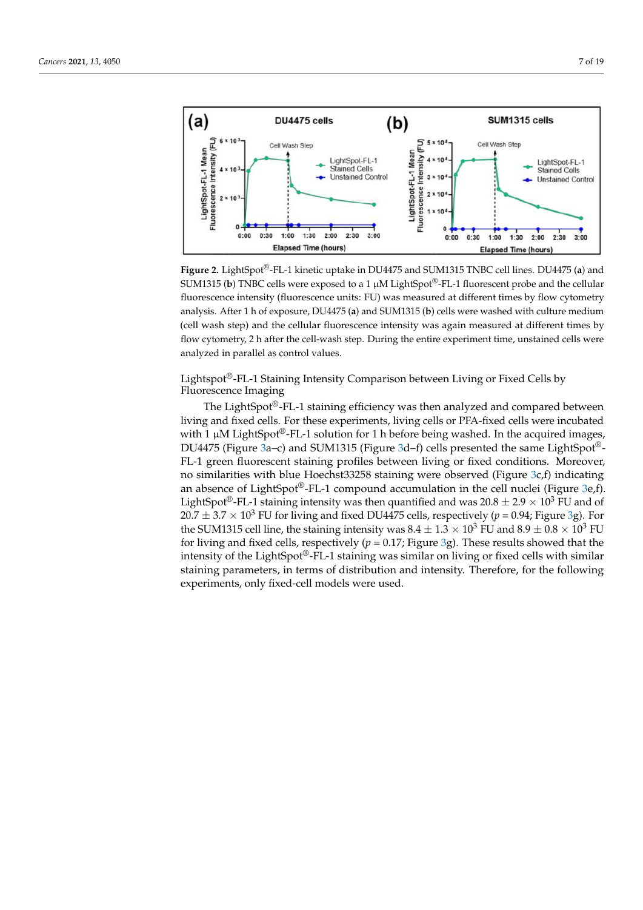**Figure 2.** LightSpot®-FL-1 kinetic uptake in DU4475 and SUM1315 TNBC cell lines. DU4475 (**a**) and SUM1315 (**b**) TNBC cells were exposed to a 1 μM LightSpot®-FL-1 fluorescent probe and the cellular fluorescence intensity (fluorescence units: FU) was measured at different times by flow cytometry analysis. After 1 h of exposure, DU4475 (**a**) and SUM1315 (**b**) cells were washed with culture medium (cell wash step) and the cellular fluorescence intensity was again measured at different times by flow cytometry, 2 h after the cell-wash step. During the entire experiment time, unstained cells were analyzed in parallel as control values.

Lightspot®-FL-1 Staining Intensity Comparison between Living or Fixed Cells by Fluorescence Imaging

The LightSpot®-FL-1 staining efficiency was then analyzed and compared between living and fixed cells. For these experiments, living cells or PFA-fixed cells were incubated with 1 μM LightSpot®-FL-1 solution for 1 h before being washed. In the acquired images, DU4475 (Figure 3a–c) and SUM1315 (Figure 3d–f) cells presented the same LightSpot®-FL-1 green fluorescent staining profiles between living or fixed conditions. Moreover, no similarities with blue Hoechst33258 staining were observed (Figure 3c,f) indicating an absence of LightSpot®-FL-1 compound accumulation in the cell nuclei (Figure 3e,f). LightSpot®-FL-1 staining intensity was then quantified and was $20.8 \pm 2.9 \times 10^3$ FU and of $20.7 \pm 3.7 \times 10^3$ FU for living and fixed DU4475 cells, respectively ($p = 0.94$; Figure 3g). For the SUM1315 cell line, the staining intensity was $8.4 \pm 1.3 \times 10^3$ FU and $8.9 \pm 0.8 \times 10^3$ FU for living and fixed cells, respectively ($p = 0.17$; Figure 3g). These results showed that the intensity of the LightSpot®-FL-1 staining was similar on living or fixed cells with similar staining parameters, in terms of distribution and intensity. Therefore, for the following experiments, only fixed-cell models were used.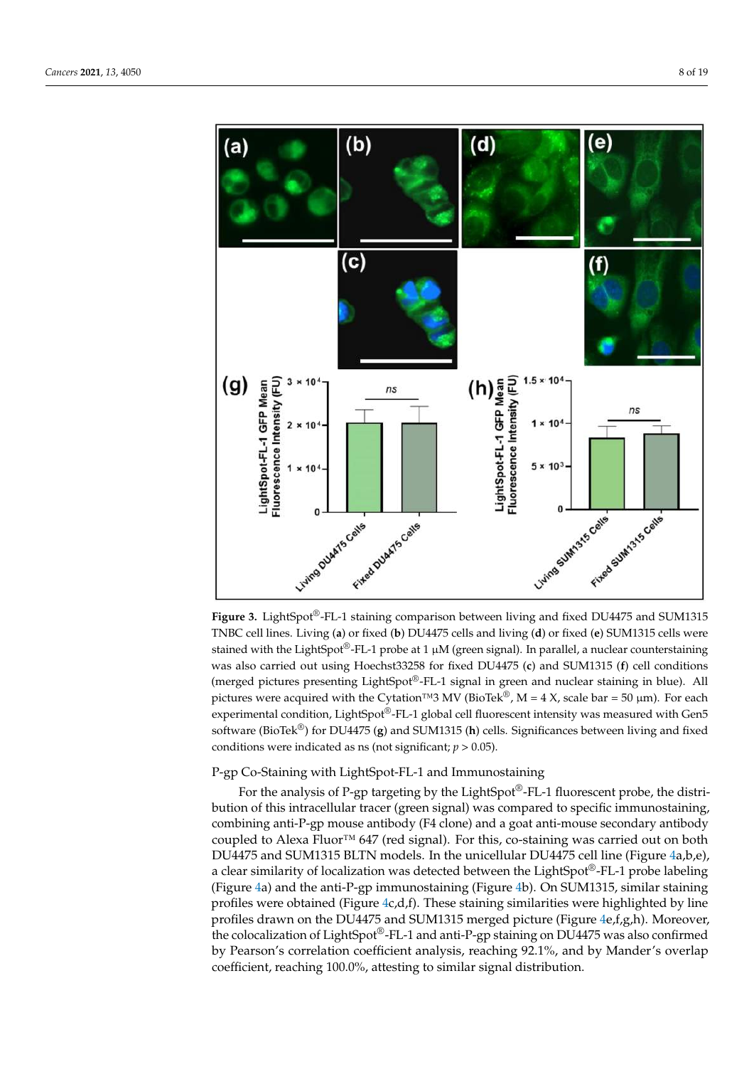**Figure 3.** LightSpot®-FL-1 staining comparison between living and fixed DU4475 and SUM1315 TNBC cell lines. Living (**a**) or fixed (**b**) DU4475 cells and living (**d**) or fixed (**e**) SUM1315 cells were stained with the LightSpot®-FL-1 probe at 1 µM (green signal). In parallel, a nuclear counterstaining was also carried out using Hoechst33258 for fixed DU4475 (**c**) and SUM1315 (**f**) cell conditions (merged pictures presenting LightSpot®-FL-1 signal in green and nuclear staining in blue). All pictures were acquired with the Cytation™3 MV (BioTek®, M = 4 X, scale bar = 50 µm). For each experimental condition, LightSpot®-FL-1 global cell fluorescent intensity was measured with Gen5 software (BioTek®) for DU4475 (**g**) and SUM1315 (**h**) cells. Significances between living and fixed conditions were indicated as ns (not significant; $p > 0.05$).

P-gp Co-Staining with LightSpot-FL-1 and Immunostaining

For the analysis of P-gp targeting by the LightSpot®-FL-1 fluorescent probe, the distribution of this intracellular tracer (green signal) was compared to specific immunostaining, combining anti-P-gp mouse antibody (F4 clone) and a goat anti-mouse secondary antibody coupled to Alexa Fluor™ 647 (red signal). For this, co-staining was carried out on both DU4475 and SUM1315 BLTN models. In the unicellular DU4475 cell line (Figure 4a,b,e), a clear similarity of localization was detected between the LightSpot®-FL-1 probe labeling (Figure 4a) and the anti-P-gp immunostaining (Figure 4b). On SUM1315, similar staining profiles were obtained (Figure 4c,d,f). These staining similarities were highlighted by line profiles drawn on the DU4475 and SUM1315 merged picture (Figure 4e,f,g,h). Moreover, the colocalization of LightSpot®-FL-1 and anti-P-gp staining on DU4475 was also confirmed by Pearson's correlation coefficient analysis, reaching 92.1%, and by Mander's overlap coefficient, reaching 100.0%, attesting to similar signal distribution.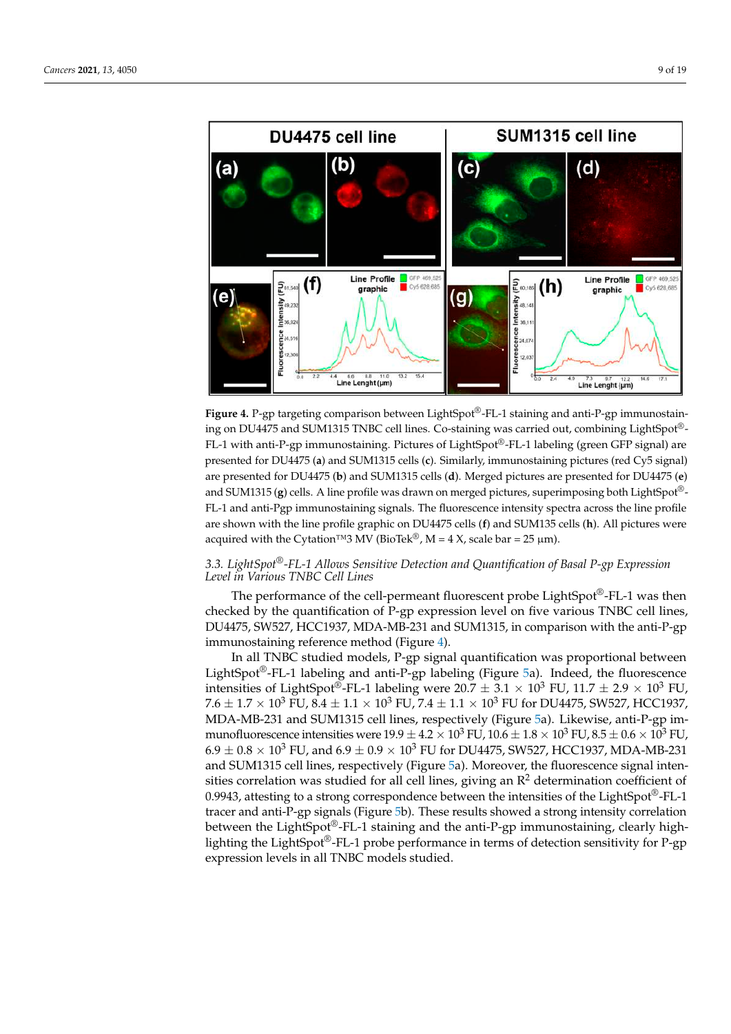**Figure 4.** P-gp targeting comparison between LightSpot®-FL-1 staining and anti-P-gp immunostaining on DU4475 and SUM1315 TNBC cell lines. Co-staining was carried out, combining LightSpot®-FL-1 with anti-P-gp immunostaining. Pictures of LightSpot®-FL-1 labeling (green GFP signal) are presented for DU4475 (**a**) and SUM1315 cells (**c**). Similarly, immunostaining pictures (red Cy5 signal) are presented for DU4475 (**b**) and SUM1315 cells (**d**). Merged pictures are presented for DU4475 (**e**) and SUM1315 (**g**) cells. A line profile was drawn on merged pictures, superimposing both LightSpot®-FL-1 and anti-Pgp immunostaining signals. The fluorescence intensity spectra across the line profile are shown with the line profile graphic on DU4475 cells (**f**) and SUM135 cells (**h**). All pictures were acquired with the Cytation™3 MV (BioTek®, M = 4 X, scale bar = 25 µm).

### 3.3. *LightSpot®-FL-1 Allows Sensitive Detection and Quantification of Basal P-gp Expression Level in Various TNBC Cell Lines*

The performance of the cell-permeant fluorescent probe LightSpot®-FL-1 was then checked by the quantification of P-gp expression level on five various TNBC cell lines, DU4475, SW527, HCC1937, MDA-MB-231 and SUM1315, in comparison with the anti-P-gp immunostaining reference method (Figure 4).

In all TNBC studied models, P-gp signal quantification was proportional between LightSpot®-FL-1 labeling and anti-P-gp labeling (Figure 5a). Indeed, the fluorescence intensities of LightSpot®-FL-1 labeling were $20.7 \pm 3.1 \times 10^3$ FU, $11.7 \pm 2.9 \times 10^3$ FU, $7.6 \pm 1.7 \times 10^3$ FU, $8.4 \pm 1.1 \times 10^3$ FU, $7.4 \pm 1.1 \times 10^3$ FU for DU4475, SW527, HCC1937, MDA-MB-231 and SUM1315 cell lines, respectively (Figure 5a). Likewise, anti-P-gp immunofluorescence intensities were $19.9 \pm 4.2 \times 10^3$ FU, $10.6 \pm 1.8 \times 10^3$ FU, $8.5 \pm 0.6 \times 10^3$ FU, $6.9 \pm 0.8 \times 10^3$ FU, and $6.9 \pm 0.9 \times 10^3$ FU for DU4475, SW527, HCC1937, MDA-MB-231 and SUM1315 cell lines, respectively (Figure 5a). Moreover, the fluorescence signal intensities correlation was studied for all cell lines, giving an $R^2$ determination coefficient of 0.9943, attesting to a strong correspondence between the intensities of the LightSpot®-FL-1 tracer and anti-P-gp signals (Figure 5b). These results showed a strong intensity correlation between the LightSpot®-FL-1 staining and the anti-P-gp immunostaining, clearly highlighting the LightSpot®-FL-1 probe performance in terms of detection sensitivity for P-gp expression levels in all TNBC models studied.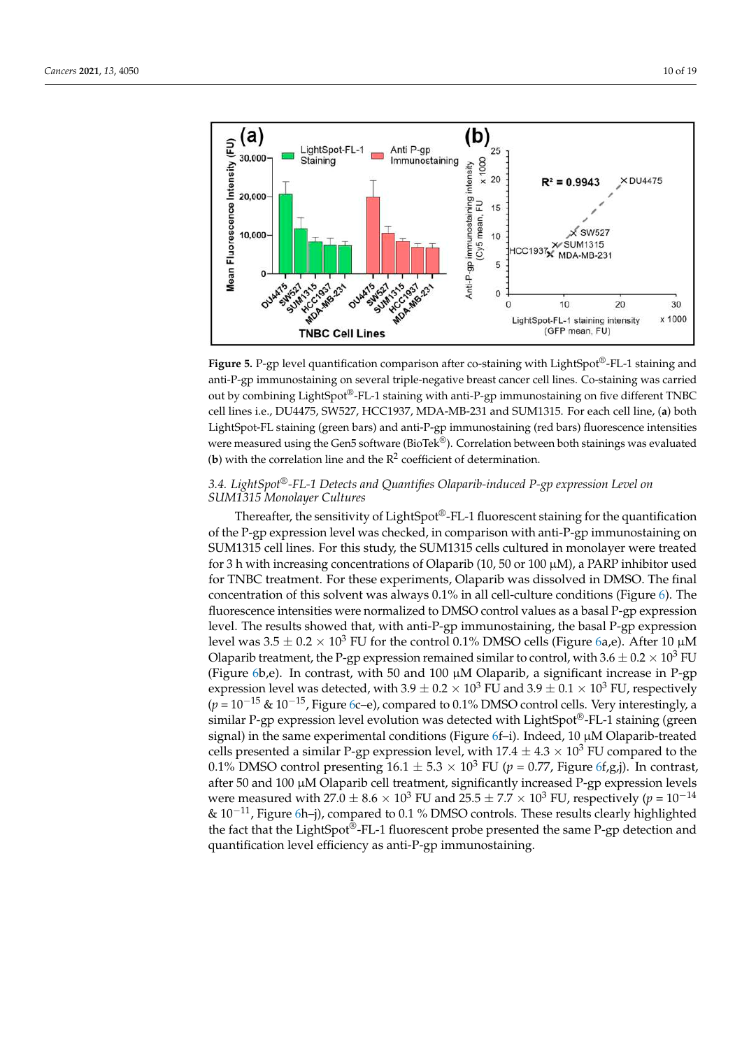**Figure 5.** P-gp level quantification comparison after co-staining with LightSpot®-FL-1 staining and anti-P-gp immunostaining on several triple-negative breast cancer cell lines. Co-staining was carried out by combining LightSpot®-FL-1 staining with anti-P-gp immunostaining on five different TNBC cell lines i.e., DU4475, SW527, HCC1937, MDA-MB-231 and SUM1315. For each cell line, (**a**) both LightSpot-FL staining (green bars) and anti-P-gp immunostaining (red bars) fluorescence intensities were measured using the Gen5 software (BioTek®). Correlation between both stainings was evaluated (**b**) with the correlation line and the $R^2$ coefficient of determination.

### 3.4. LightSpot®-FL-1 Detects and Quantifies Olaparib-induced P-gp expression Level on SUM1315 Monolayer Cultures

Thereafter, the sensitivity of LightSpot®-FL-1 fluorescent staining for the quantification of the P-gp expression level was checked, in comparison with anti-P-gp immunostaining on SUM1315 cell lines. For this study, the SUM1315 cells cultured in monolayer were treated for 3 h with increasing concentrations of Olaparib (10, 50 or 100 µM), a PARP inhibitor used for TNBC treatment. For these experiments, Olaparib was dissolved in DMSO. The final concentration of this solvent was always 0.1% in all cell-culture conditions (Figure 6). The fluorescence intensities were normalized to DMSO control values as a basal P-gp expression level. The results showed that, with anti-P-gp immunostaining, the basal P-gp expression level was $3.5 \pm 0.2 \times 10^3$ FU for the control 0.1% DMSO cells (Figure 6a,e). After 10 µM Olaparib treatment, the P-gp expression remained similar to control, with $3.6 \pm 0.2 \times 10^3$ FU (Figure 6b,e). In contrast, with 50 and 100 µM Olaparib, a significant increase in P-gp expression level was detected, with $3.9 \pm 0.2 \times 10^3$ FU and $3.9 \pm 0.1 \times 10^3$ FU, respectively ($p = 10^{-15}$ & $10^{-15}$, Figure 6c–e), compared to 0.1% DMSO control cells. Very interestingly, a similar P-gp expression level evolution was detected with LightSpot®-FL-1 staining (green signal) in the same experimental conditions (Figure 6f–i). Indeed, 10 µM Olaparib-treated cells presented a similar P-gp expression level, with $17.4 \pm 4.3 \times 10^3$ FU compared to the 0.1% DMSO control presenting $16.1 \pm 5.3 \times 10^3$ FU ($p = 0.77$, Figure 6f,g,j). In contrast, after 50 and 100 µM Olaparib cell treatment, significantly increased P-gp expression levels were measured with $27.0 \pm 8.6 \times 10^3$ FU and $25.5 \pm 7.7 \times 10^3$ FU, respectively ($p = 10^{-14}$ & $10^{-11}$, Figure 6h–j), compared to 0.1 % DMSO controls. These results clearly highlighted the fact that the LightSpot®-FL-1 fluorescent probe presented the same P-gp detection and quantification level efficiency as anti-P-gp immunostaining.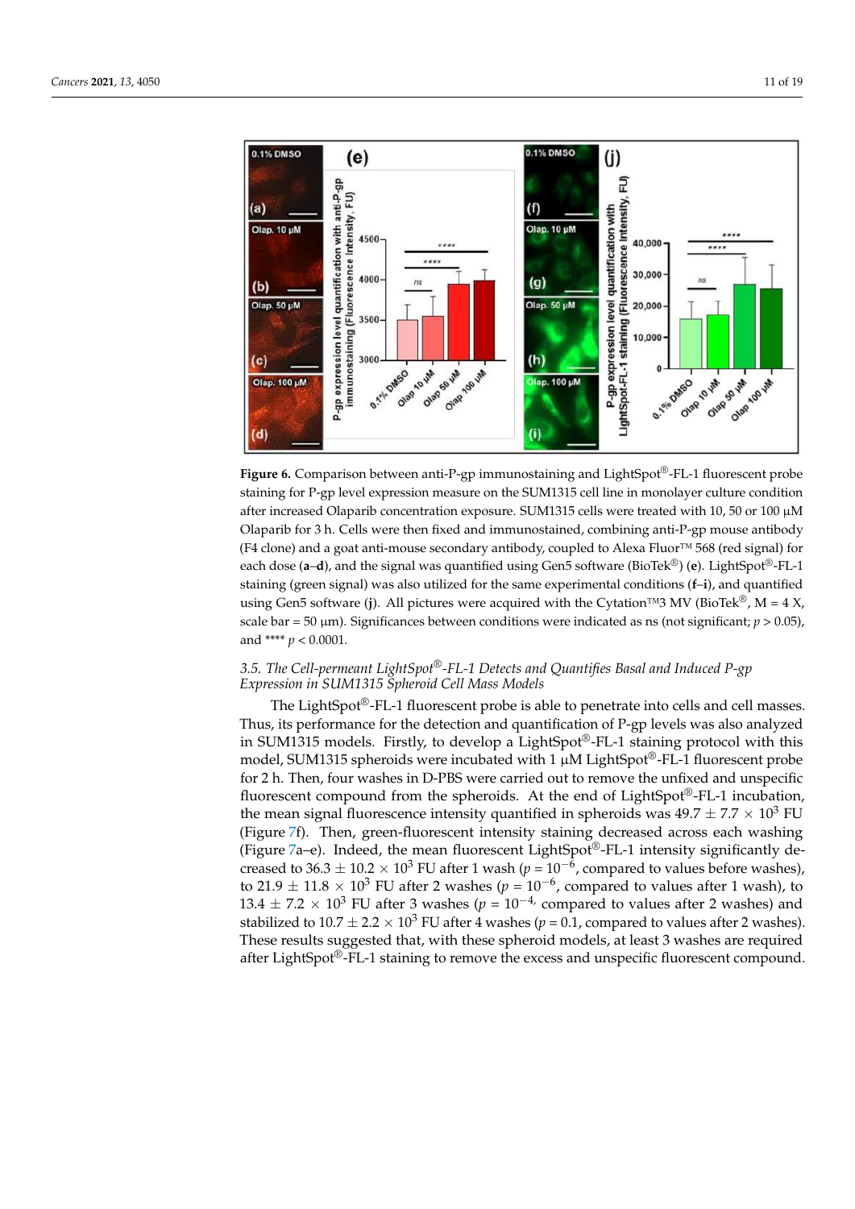**Figure 6.** Comparison between anti-P-gp immunostaining and LightSpot®-FL-1 fluorescent probe staining for P-gp level expression measure on the SUM1315 cell line in monolayer culture condition after increased Olaparib concentration exposure. SUM1315 cells were treated with 10, 50 or 100 µM Olaparib for 3 h. Cells were then fixed and immunostained, combining anti-P-gp mouse antibody (F4 clone) and a goat anti-mouse secondary antibody, coupled to Alexa Fluor™ 568 (red signal) for each dose (**a**–**d**), and the signal was quantified using Gen5 software (BioTek®) (**e**). LightSpot®-FL-1 staining (green signal) was also utilized for the same experimental conditions (**f**–**i**), and quantified using Gen5 software (**j**). All pictures were acquired with the Cytation™3 MV (BioTek®, M = 4 X, scale bar = 50 µm). Significances between conditions were indicated as ns (not significant; $p > 0.05$), and **** $p < 0.0001$.

### *3.5. The Cell-permeant LightSpot®-FL-1 Detects and Quantifies Basal and Induced P-gp Expression in SUM1315 Spheroid Cell Mass Models*

The LightSpot®-FL-1 fluorescent probe is able to penetrate into cells and cell masses. Thus, its performance for the detection and quantification of P-gp levels was also analyzed in SUM1315 models. Firstly, to develop a LightSpot®-FL-1 staining protocol with this model, SUM1315 spheroids were incubated with 1 µM LightSpot®-FL-1 fluorescent probe for 2 h. Then, four washes in D-PBS were carried out to remove the unfixed and unspecific fluorescent compound from the spheroids. At the end of LightSpot®-FL-1 incubation, the mean signal fluorescence intensity quantified in spheroids was $49.7 \pm 7.7 \times 10^3$ FU (Figure 7f). Then, green-fluorescent intensity staining decreased across each washing (Figure 7a–e). Indeed, the mean fluorescent LightSpot®-FL-1 intensity significantly decreased to $36.3 \pm 10.2 \times 10^3$ FU after 1 wash ($p = 10^{-6}$, compared to values before washes), to $21.9 \pm 11.8 \times 10^3$ FU after 2 washes ($p = 10^{-6}$, compared to values after 1 wash), to $13.4 \pm 7.2 \times 10^3$ FU after 3 washes ($p = 10^{-4}$, compared to values after 2 washes) and stabilized to $10.7 \pm 2.2 \times 10^3$ FU after 4 washes ($p = 0.1$, compared to values after 2 washes). These results suggested that, with these spheroid models, at least 3 washes are required after LightSpot®-FL-1 staining to remove the excess and unspecific fluorescent compound.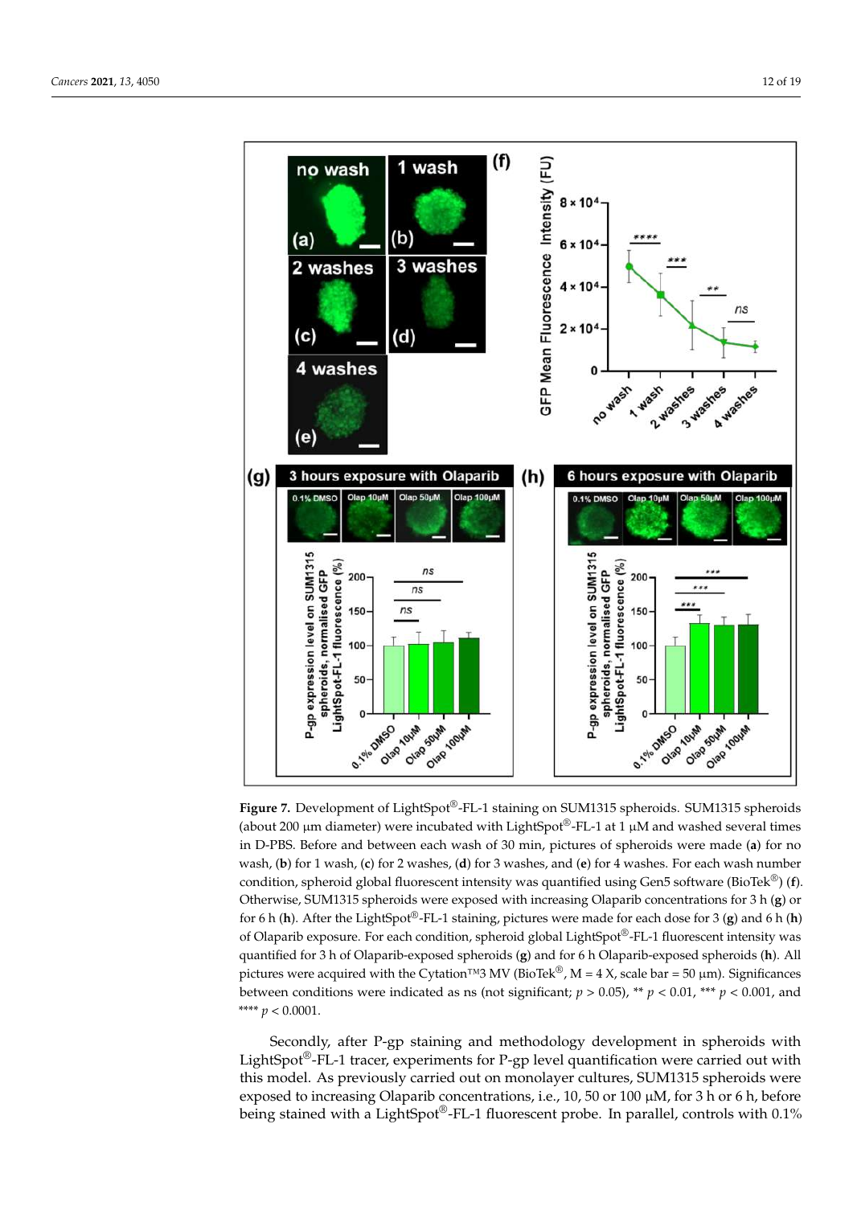**Figure 7.** Development of LightSpot®-FL-1 staining on SUM1315 spheroids. SUM1315 spheroids (about 200 µm diameter) were incubated with LightSpot®-FL-1 at 1 µM and washed several times in D-PBS. Before and between each wash of 30 min, pictures of spheroids were made (**a**) for no wash, (**b**) for 1 wash, (**c**) for 2 washes, (**d**) for 3 washes, and (**e**) for 4 washes. For each wash number condition, spheroid global fluorescent intensity was quantified using Gen5 software (BioTek®) (**f**). Otherwise, SUM1315 spheroids were exposed with increasing Olaparib concentrations for 3 h (**g**) or for 6 h (**h**). After the LightSpot®-FL-1 staining, pictures were made for each dose for 3 (**g**) and 6 h (**h**) of Olaparib exposure. For each condition, spheroid global LightSpot®-FL-1 fluorescent intensity was quantified for 3 h of Olaparib-exposed spheroids (**g**) and for 6 h Olaparib-exposed spheroids (**h**). All pictures were acquired with the Cytation™3 MV (BioTek®, M = 4 X, scale bar = 50 µm). Significances between conditions were indicated as ns (not significant; $p > 0.05$), ** $p < 0.01$, *** $p < 0.001$, and **** $p < 0.0001$.

Secondly, after P-gp staining and methodology development in spheroids with LightSpot®-FL-1 tracer, experiments for P-gp level quantification were carried out with this model. As previously carried out on monolayer cultures, SUM1315 spheroids were exposed to increasing Olaparib concentrations, i.e., 10, 50 or 100 µM, for 3 h or 6 h, before being stained with a LightSpot®-FL-1 fluorescent probe. In parallel, controls with 0.1%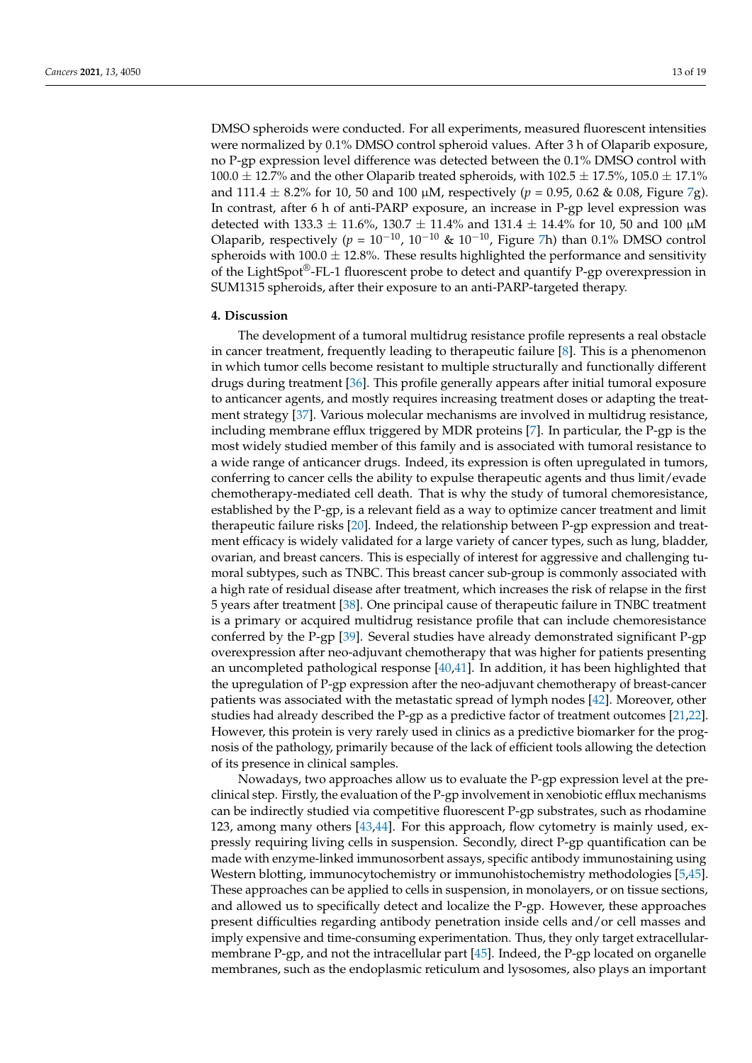DMSO spheroids were conducted. For all experiments, measured fluorescent intensities were normalized by 0.1% DMSO control spheroid values. After 3 h of Olaparib exposure, no P-gp expression level difference was detected between the 0.1% DMSO control with $100.0 \pm 12.7\%$ and the other Olaparib treated spheroids, with $102.5 \pm 17.5\%$, $105.0 \pm 17.1\%$ and $111.4 \pm 8.2\%$ for 10, 50 and 100 µM, respectively ($p$ = 0.95, 0.62 & 0.08, Figure 7g). In contrast, after 6 h of anti-PARP exposure, an increase in P-gp level expression was detected with $133.3 \pm 11.6\%$, $130.7 \pm 11.4\%$ and $131.4 \pm 14.4\%$ for 10, 50 and 100 µM Olaparib, respectively ($p = 10^{-10}$, $10^{-10}$ & $10^{-10}$, Figure 7h) than 0.1% DMSO control spheroids with $100.0 \pm 12.8\%$. These results highlighted the performance and sensitivity of the LightSpot®-FL-1 fluorescent probe to detect and quantify P-gp overexpression in SUM1315 spheroids, after their exposure to an anti-PARP-targeted therapy.

## 4. Discussion

The development of a tumoral multidrug resistance profile represents a real obstacle in cancer treatment, frequently leading to therapeutic failure [8]. This is a phenomenon in which tumor cells become resistant to multiple structurally and functionally different drugs during treatment [36]. This profile generally appears after initial tumoral exposure to anticancer agents, and mostly requires increasing treatment doses or adapting the treatment strategy [37]. Various molecular mechanisms are involved in multidrug resistance, including membrane efflux triggered by MDR proteins [7]. In particular, the P-gp is the most widely studied member of this family and is associated with tumoral resistance to a wide range of anticancer drugs. Indeed, its expression is often upregulated in tumors, conferring to cancer cells the ability to expulse therapeutic agents and thus limit/evade chemotherapy-mediated cell death. That is why the study of tumoral chemoresistance, established by the P-gp, is a relevant field as a way to optimize cancer treatment and limit therapeutic failure risks [20]. Indeed, the relationship between P-gp expression and treatment efficacy is widely validated for a large variety of cancer types, such as lung, bladder, ovarian, and breast cancers. This is especially of interest for aggressive and challenging tumoral subtypes, such as TNBC. This breast cancer sub-group is commonly associated with a high rate of residual disease after treatment, which increases the risk of relapse in the first 5 years after treatment [38]. One principal cause of therapeutic failure in TNBC treatment is a primary or acquired multidrug resistance profile that can include chemoresistance conferred by the P-gp [39]. Several studies have already demonstrated significant P-gp overexpression after neo-adjuvant chemotherapy that was higher for patients presenting an uncompleted pathological response [40,41]. In addition, it has been highlighted that the upregulation of P-gp expression after the neo-adjuvant chemotherapy of breast-cancer patients was associated with the metastatic spread of lymph nodes [42]. Moreover, other studies had already described the P-gp as a predictive factor of treatment outcomes [21,22]. However, this protein is very rarely used in clinics as a predictive biomarker for the prognosis of the pathology, primarily because of the lack of efficient tools allowing the detection of its presence in clinical samples.

Nowadays, two approaches allow us to evaluate the P-gp expression level at the preclinical step. Firstly, the evaluation of the P-gp involvement in xenobiotic efflux mechanisms can be indirectly studied via competitive fluorescent P-gp substrates, such as rhodamine 123, among many others [43,44]. For this approach, flow cytometry is mainly used, expressly requiring living cells in suspension. Secondly, direct P-gp quantification can be made with enzyme-linked immunosorbent assays, specific antibody immunostaining using Western blotting, immunocytochemistry or immunohistochemistry methodologies [5,45]. These approaches can be applied to cells in suspension, in monolayers, or on tissue sections, and allowed us to specifically detect and localize the P-gp. However, these approaches present difficulties regarding antibody penetration inside cells and/or cell masses and imply expensive and time-consuming experimentation. Thus, they only target extracellular-membrane P-gp, and not the intracellular part [45]. Indeed, the P-gp located on organelle membranes, such as the endoplasmic reticulum and lysosomes, also plays an important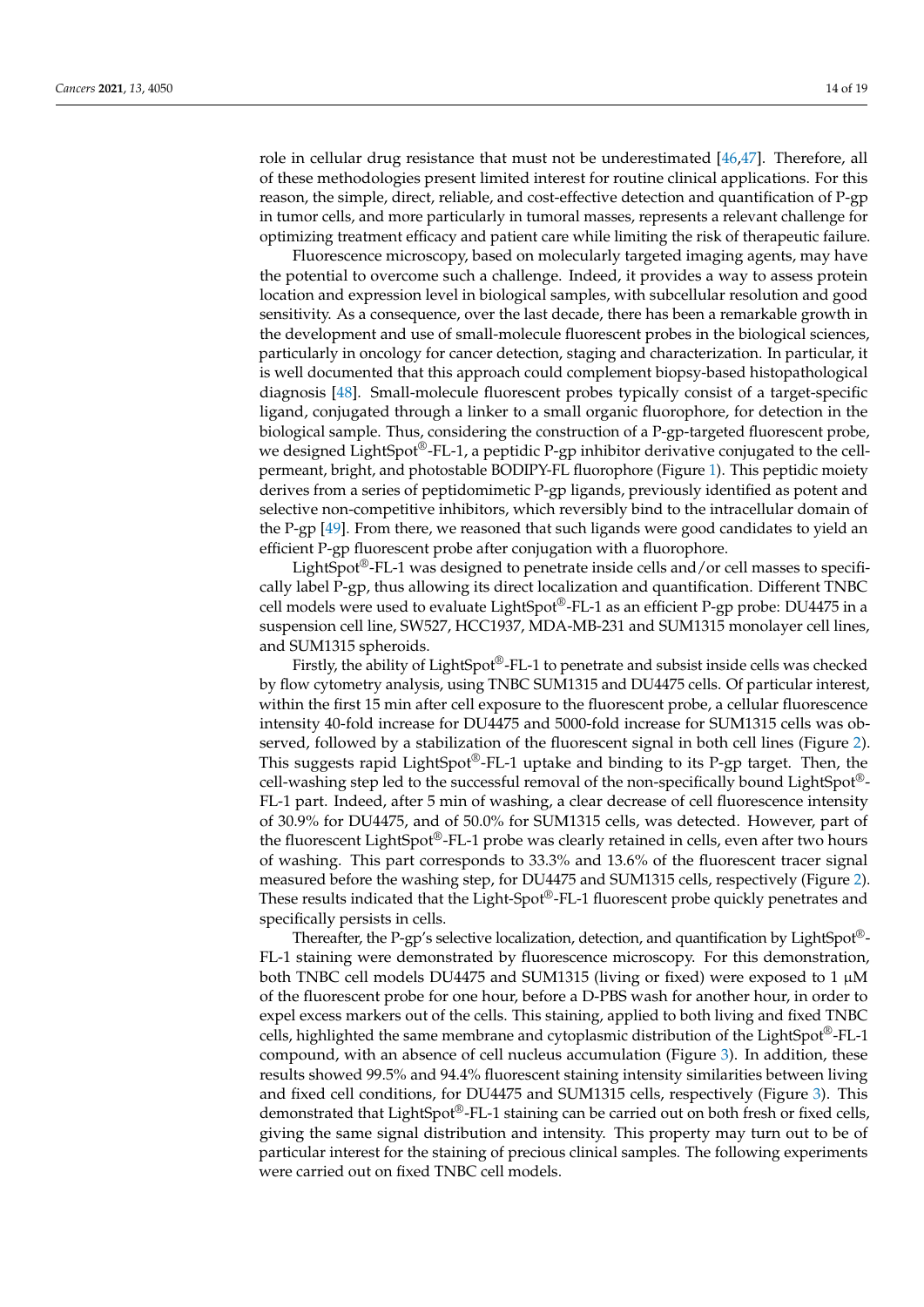role in cellular drug resistance that must not be underestimated [46,47]. Therefore, all of these methodologies present limited interest for routine clinical applications. For this reason, the simple, direct, reliable, and cost-effective detection and quantification of P-gp in tumor cells, and more particularly in tumoral masses, represents a relevant challenge for optimizing treatment efficacy and patient care while limiting the risk of therapeutic failure.

Fluorescence microscopy, based on molecularly targeted imaging agents, may have the potential to overcome such a challenge. Indeed, it provides a way to assess protein location and expression level in biological samples, with subcellular resolution and good sensitivity. As a consequence, over the last decade, there has been a remarkable growth in the development and use of small-molecule fluorescent probes in the biological sciences, particularly in oncology for cancer detection, staging and characterization. In particular, it is well documented that this approach could complement biopsy-based histopathological diagnosis [48]. Small-molecule fluorescent probes typically consist of a target-specific ligand, conjugated through a linker to a small organic fluorophore, for detection in the biological sample. Thus, considering the construction of a P-gp-targeted fluorescent probe, we designed LightSpot®-FL-1, a peptidic P-gp inhibitor derivative conjugated to the cell-permeant, bright, and photostable BODIPY-FL fluorophore (Figure 1). This peptidic moiety derives from a series of peptidomimetic P-gp ligands, previously identified as potent and selective non-competitive inhibitors, which reversibly bind to the intracellular domain of the P-gp [49]. From there, we reasoned that such ligands were good candidates to yield an efficient P-gp fluorescent probe after conjugation with a fluorophore.

LightSpot®-FL-1 was designed to penetrate inside cells and/or cell masses to specifically label P-gp, thus allowing its direct localization and quantification. Different TNBC cell models were used to evaluate LightSpot®-FL-1 as an efficient P-gp probe: DU4475 in a suspension cell line, SW527, HCC1937, MDA-MB-231 and SUM1315 monolayer cell lines, and SUM1315 spheroids.

Firstly, the ability of LightSpot®-FL-1 to penetrate and subsist inside cells was checked by flow cytometry analysis, using TNBC SUM1315 and DU4475 cells. Of particular interest, within the first 15 min after cell exposure to the fluorescent probe, a cellular fluorescence intensity 40-fold increase for DU4475 and 5000-fold increase for SUM1315 cells was observed, followed by a stabilization of the fluorescent signal in both cell lines (Figure 2). This suggests rapid LightSpot®-FL-1 uptake and binding to its P-gp target. Then, the cell-washing step led to the successful removal of the non-specifically bound LightSpot®-FL-1 part. Indeed, after 5 min of washing, a clear decrease of cell fluorescence intensity of 30.9% for DU4475, and of 50.0% for SUM1315 cells, was detected. However, part of the fluorescent LightSpot®-FL-1 probe was clearly retained in cells, even after two hours of washing. This part corresponds to 33.3% and 13.6% of the fluorescent tracer signal measured before the washing step, for DU4475 and SUM1315 cells, respectively (Figure 2). These results indicated that the Light-Spot®-FL-1 fluorescent probe quickly penetrates and specifically persists in cells.

Thereafter, the P-gp's selective localization, detection, and quantification by LightSpot®-FL-1 staining were demonstrated by fluorescence microscopy. For this demonstration, both TNBC cell models DU4475 and SUM1315 (living or fixed) were exposed to 1 μM of the fluorescent probe for one hour, before a D-PBS wash for another hour, in order to expel excess markers out of the cells. This staining, applied to both living and fixed TNBC cells, highlighted the same membrane and cytoplasmic distribution of the LightSpot®-FL-1 compound, with an absence of cell nucleus accumulation (Figure 3). In addition, these results showed 99.5% and 94.4% fluorescent staining intensity similarities between living and fixed cell conditions, for DU4475 and SUM1315 cells, respectively (Figure 3). This demonstrated that LightSpot®-FL-1 staining can be carried out on both fresh or fixed cells, giving the same signal distribution and intensity. This property may turn out to be of particular interest for the staining of precious clinical samples. The following experiments were carried out on fixed TNBC cell models.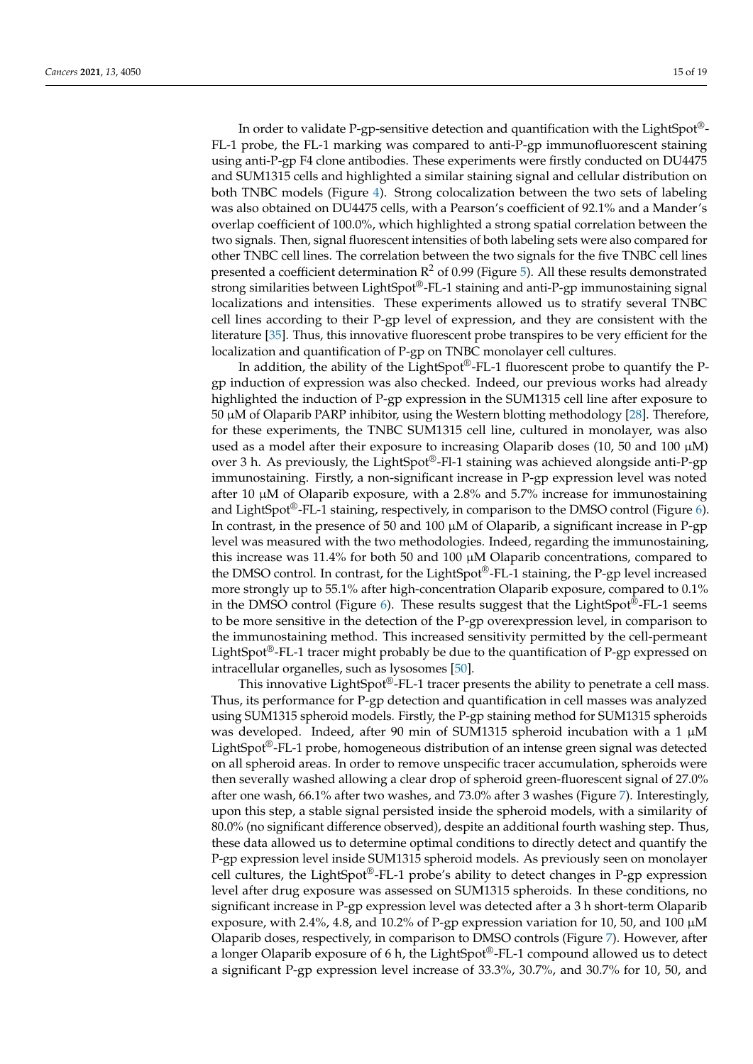In order to validate P-gp-sensitive detection and quantification with the LightSpot®-FL-1 probe, the FL-1 marking was compared to anti-P-gp immunofluorescent staining using anti-P-gp F4 clone antibodies. These experiments were firstly conducted on DU4475 and SUM1315 cells and highlighted a similar staining signal and cellular distribution on both TNBC models (Figure 4). Strong colocalization between the two sets of labeling was also obtained on DU4475 cells, with a Pearson's coefficient of 92.1% and a Mander's overlap coefficient of 100.0%, which highlighted a strong spatial correlation between the two signals. Then, signal fluorescent intensities of both labeling sets were also compared for other TNBC cell lines. The correlation between the two signals for the five TNBC cell lines presented a coefficient determination $R^2$ of 0.99 (Figure 5). All these results demonstrated strong similarities between LightSpot®-FL-1 staining and anti-P-gp immunostaining signal localizations and intensities. These experiments allowed us to stratify several TNBC cell lines according to their P-gp level of expression, and they are consistent with the literature [35]. Thus, this innovative fluorescent probe transpires to be very efficient for the localization and quantification of P-gp on TNBC monolayer cell cultures.

In addition, the ability of the LightSpot®-FL-1 fluorescent probe to quantify the P-gp induction of expression was also checked. Indeed, our previous works had already highlighted the induction of P-gp expression in the SUM1315 cell line after exposure to 50 μM of Olaparib PARP inhibitor, using the Western blotting methodology [28]. Therefore, for these experiments, the TNBC SUM1315 cell line, cultured in monolayer, was also used as a model after their exposure to increasing Olaparib doses (10, 50 and 100 μM) over 3 h. As previously, the LightSpot®-Fl-1 staining was achieved alongside anti-P-gp immunostaining. Firstly, a non-significant increase in P-gp expression level was noted after 10 μM of Olaparib exposure, with a 2.8% and 5.7% increase for immunostaining and LightSpot®-FL-1 staining, respectively, in comparison to the DMSO control (Figure 6). In contrast, in the presence of 50 and 100 μM of Olaparib, a significant increase in P-gp level was measured with the two methodologies. Indeed, regarding the immunostaining, this increase was 11.4% for both 50 and 100 μM Olaparib concentrations, compared to the DMSO control. In contrast, for the LightSpot®-FL-1 staining, the P-gp level increased more strongly up to 55.1% after high-concentration Olaparib exposure, compared to 0.1% in the DMSO control (Figure 6). These results suggest that the LightSpot®-FL-1 seems to be more sensitive in the detection of the P-gp overexpression level, in comparison to the immunostaining method. This increased sensitivity permitted by the cell-permeant LightSpot®-FL-1 tracer might probably be due to the quantification of P-gp expressed on intracellular organelles, such as lysosomes [50].

This innovative LightSpot®-FL-1 tracer presents the ability to penetrate a cell mass. Thus, its performance for P-gp detection and quantification in cell masses was analyzed using SUM1315 spheroid models. Firstly, the P-gp staining method for SUM1315 spheroids was developed. Indeed, after 90 min of SUM1315 spheroid incubation with a 1 μM LightSpot®-FL-1 probe, homogeneous distribution of an intense green signal was detected on all spheroid areas. In order to remove unspecific tracer accumulation, spheroids were then severally washed allowing a clear drop of spheroid green-fluorescent signal of 27.0% after one wash, 66.1% after two washes, and 73.0% after 3 washes (Figure 7). Interestingly, upon this step, a stable signal persisted inside the spheroid models, with a similarity of 80.0% (no significant difference observed), despite an additional fourth washing step. Thus, these data allowed us to determine optimal conditions to directly detect and quantify the P-gp expression level inside SUM1315 spheroid models. As previously seen on monolayer cell cultures, the LightSpot®-FL-1 probe's ability to detect changes in P-gp expression level after drug exposure was assessed on SUM1315 spheroids. In these conditions, no significant increase in P-gp expression level was detected after a 3 h short-term Olaparib exposure, with 2.4%, 4.8, and 10.2% of P-gp expression variation for 10, 50, and 100 μM Olaparib doses, respectively, in comparison to DMSO controls (Figure 7). However, after a longer Olaparib exposure of 6 h, the LightSpot®-FL-1 compound allowed us to detect a significant P-gp expression level increase of 33.3%, 30.7%, and 30.7% for 10, 50, and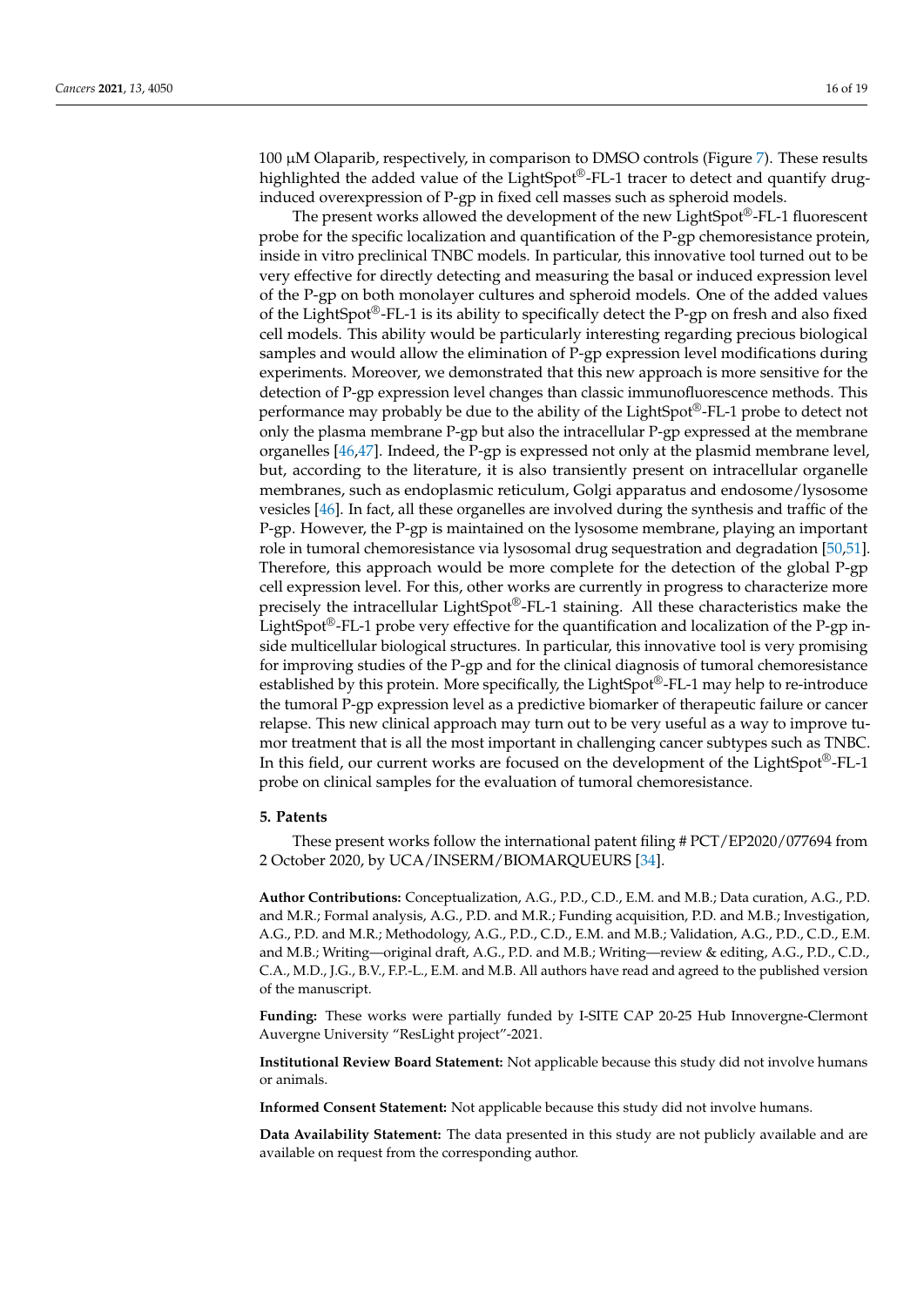100 μM Olaparib, respectively, in comparison to DMSO controls (Figure 7). These results highlighted the added value of the LightSpot®-FL-1 tracer to detect and quantify drug-induced overexpression of P-gp in fixed cell masses such as spheroid models.

The present works allowed the development of the new LightSpot®-FL-1 fluorescent probe for the specific localization and quantification of the P-gp chemoresistance protein, inside in vitro preclinical TNBC models. In particular, this innovative tool turned out to be very effective for directly detecting and measuring the basal or induced expression level of the P-gp on both monolayer cultures and spheroid models. One of the added values of the LightSpot®-FL-1 is its ability to specifically detect the P-gp on fresh and also fixed cell models. This ability would be particularly interesting regarding precious biological samples and would allow the elimination of P-gp expression level modifications during experiments. Moreover, we demonstrated that this new approach is more sensitive for the detection of P-gp expression level changes than classic immunofluorescence methods. This performance may probably be due to the ability of the LightSpot®-FL-1 probe to detect not only the plasma membrane P-gp but also the intracellular P-gp expressed at the membrane organelles [46,47]. Indeed, the P-gp is expressed not only at the plasmid membrane level, but, according to the literature, it is also transiently present on intracellular organelle membranes, such as endoplasmic reticulum, Golgi apparatus and endosome/lysosome vesicles [46]. In fact, all these organelles are involved during the synthesis and traffic of the P-gp. However, the P-gp is maintained on the lysosome membrane, playing an important role in tumoral chemoresistance via lysosomal drug sequestration and degradation [50,51]. Therefore, this approach would be more complete for the detection of the global P-gp cell expression level. For this, other works are currently in progress to characterize more precisely the intracellular LightSpot®-FL-1 staining. All these characteristics make the LightSpot®-FL-1 probe very effective for the quantification and localization of the P-gp inside multicellular biological structures. In particular, this innovative tool is very promising for improving studies of the P-gp and for the clinical diagnosis of tumoral chemoresistance established by this protein. More specifically, the LightSpot®-FL-1 may help to re-introduce the tumoral P-gp expression level as a predictive biomarker of therapeutic failure or cancer relapse. This new clinical approach may turn out to be very useful as a way to improve tumor treatment that is all the most important in challenging cancer subtypes such as TNBC. In this field, our current works are focused on the development of the LightSpot®-FL-1 probe on clinical samples for the evaluation of tumoral chemoresistance.

## 5. Patents

These present works follow the international patent filing # PCT/EP2020/077694 from 2 October 2020, by UCA/INSERM/BIOMARQUEURS [34].

**Author Contributions:** Conceptualization, A.G., P.D., C.D., E.M. and M.B.; Data curation, A.G., P.D. and M.R.; Formal analysis, A.G., P.D. and M.R.; Funding acquisition, P.D. and M.B.; Investigation, A.G., P.D. and M.R.; Methodology, A.G., P.D., C.D., E.M. and M.B.; Validation, A.G., P.D., C.D., E.M. and M.B.; Writing—original draft, A.G., P.D. and M.B.; Writing—review & editing, A.G., P.D., C.D., C.A., M.D., J.G., B.V., F.P.-L., E.M. and M.B. All authors have read and agreed to the published version of the manuscript.

**Funding:** These works were partially funded by I-SITE CAP 20-25 Hub Innovergne-Clermont Auvergne University "ResLight project"-2021.

**Institutional Review Board Statement:** Not applicable because this study did not involve humans or animals.

**Informed Consent Statement:** Not applicable because this study did not involve humans.

**Data Availability Statement:** The data presented in this study are not publicly available and are available on request from the corresponding author.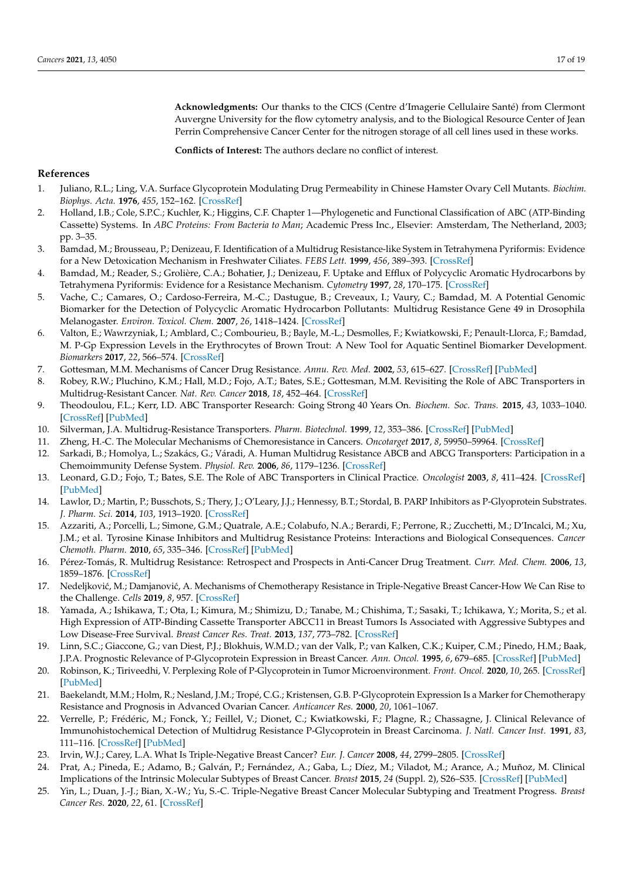**Acknowledgments:** Our thanks to the CICS (Centre d'Imagerie Cellulaire Santé) from Clermont Auvergne University for the flow cytometry analysis, and to the Biological Resource Center of Jean Perrin Comprehensive Cancer Center for the nitrogen storage of all cell lines used in these works.

**Conflicts of Interest:** The authors declare no conflict of interest.

## References

1. Juliano, R.L.; Ling, V.A. Surface Glycoprotein Modulating Drug Permeability in Chinese Hamster Ovary Cell Mutants. *Biochim. Biophys. Acta.* **1976**, *455*, 152–162. [CrossRef]
2. Holland, I.B.; Cole, S.P.C.; Kuchler, K.; Higgins, C.F. Chapter 1—Phylogenetic and Functional Classification of ABC (ATP-Binding Cassette) Systems. In *ABC Proteins: From Bacteria to Man*; Academic Press Inc., Elsevier: Amsterdam, The Netherland, 2003; pp. 3–35.
3. Bamdad, M.; Brousseau, P.; Denizeau, F. Identification of a Multidrug Resistance-like System in Tetrahymena Pyriformis: Evidence for a New Detoxication Mechanism in Freshwater Ciliates. *FEBS Lett.* **1999**, *456*, 389–393. [CrossRef]
4. Bamdad, M.; Reader, S.; Grolière, C.A.; Bohatier, J.; Denizeau, F. Uptake and Efflux of Polycyclic Aromatic Hydrocarbons by Tetrahymena Pyriformis: Evidence for a Resistance Mechanism. *Cytometry* **1997**, *28*, 170–175. [CrossRef]
5. Vache, C.; Camares, O.; Cardoso-Ferreira, M.-C.; Dastugue, B.; Creveaux, I.; Vaury, C.; Bamdad, M. A Potential Genomic Biomarker for the Detection of Polycyclic Aromatic Hydrocarbon Pollutants: Multidrug Resistance Gene 49 in Drosophila Melanogaster. *Environ. Toxicol. Chem.* **2007**, *26*, 1418–1424. [CrossRef]
6. Valton, E.; Wawrzyniak, I.; Amblard, C.; Combourieu, B.; Bayle, M.-L.; Desmolles, F.; Kwiatkowski, F.; Penault-Llorca, F.; Bamdad, M. P-Gp Expression Levels in the Erythrocytes of Brown Trout: A New Tool for Aquatic Sentinel Biomarker Development. *Biomarkers* **2017**, *22*, 566–574. [CrossRef]
7. Gottesman, M.M. Mechanisms of Cancer Drug Resistance. *Annu. Rev. Med.* **2002**, *53*, 615–627. [CrossRef] [PubMed]
8. Robey, R.W.; Pluchino, K.M.; Hall, M.D.; Fojo, A.T.; Bates, S.E.; Gottesman, M.M. Revisiting the Role of ABC Transporters in Multidrug-Resistant Cancer. *Nat. Rev. Cancer* **2018**, *18*, 452–464. [CrossRef]
9. Theodoulou, F.L.; Kerr, I.D. ABC Transporter Research: Going Strong 40 Years On. *Biochem. Soc. Trans.* **2015**, *43*, 1033–1040. [CrossRef] [PubMed]
10. Silverman, J.A. Multidrug-Resistance Transporters. *Pharm. Biotechnol.* **1999**, *12*, 353–386. [CrossRef] [PubMed]
11. Zheng, H.-C. The Molecular Mechanisms of Chemoresistance in Cancers. *Oncotarget* **2017**, *8*, 59950–59964. [CrossRef]
12. Sarkadi, B.; Homolya, L.; Szakács, G.; Váradi, A. Human Multidrug Resistance ABCB and ABCG Transporters: Participation in a Chemoimmunity Defense System. *Physiol. Rev.* **2006**, *86*, 1179–1236. [CrossRef]
13. Leonard, G.D.; Fojo, T.; Bates, S.E. The Role of ABC Transporters in Clinical Practice. *Oncologist* **2003**, *8*, 411–424. [CrossRef] [PubMed]
14. Lawlor, D.; Martin, P.; Busschots, S.; Thery, J.; O'Leary, J.J.; Hennessy, B.T.; Stordal, B. PARP Inhibitors as P-Glyoprotein Substrates. *J. Pharm. Sci.* **2014**, *103*, 1913–1920. [CrossRef]
15. Azzariti, A.; Porcelli, L.; Simone, G.M.; Quatrale, A.E.; Colabufo, N.A.; Berardi, F.; Perrone, R.; Zucchetti, M.; D'Incalci, M.; Xu, J.M.; et al. Tyrosine Kinase Inhibitors and Multidrug Resistance Proteins: Interactions and Biological Consequences. *Cancer Chemoth. Pharm.* **2010**, *65*, 335–346. [CrossRef] [PubMed]
16. Pérez-Tomás, R. Multidrug Resistance: Retrospect and Prospects in Anti-Cancer Drug Treatment. *Curr. Med. Chem.* **2006**, *13*, 1859–1876. [CrossRef]
17. Nedeljković, M.; Damjanović, A. Mechanisms of Chemotherapy Resistance in Triple-Negative Breast Cancer-How We Can Rise to the Challenge. *Cells* **2019**, *8*, 957. [CrossRef]
18. Yamada, A.; Ishikawa, T.; Ota, I.; Kimura, M.; Shimizu, D.; Tanabe, M.; Chishima, T.; Sasaki, T.; Ichikawa, Y.; Morita, S.; et al. High Expression of ATP-Binding Cassette Transporter ABCC11 in Breast Tumors Is Associated with Aggressive Subtypes and Low Disease-Free Survival. *Breast Cancer Res. Treat.* **2013**, *137*, 773–782. [CrossRef]
19. Linn, S.C.; Giaccone, G.; van Diest, P.J.; Blokhuis, W.M.D.; van der Valk, P.; van Kalken, C.K.; Kuiper, C.M.; Pinedo, H.M.; Baak, J.P.A. Prognostic Relevance of P-Glycoprotein Expression in Breast Cancer. *Ann. Oncol.* **1995**, *6*, 679–685. [CrossRef] [PubMed]
20. Robinson, K.; Tiriveedhi, V. Perplexing Role of P-Glycoprotein in Tumor Microenvironment. *Front. Oncol.* **2020**, *10*, 265. [CrossRef] [PubMed]
21. Baekelandt, M.M.; Holm, R.; Nesland, J.M.; Tropé, C.G.; Kristensen, G.B. P-Glycoprotein Expression Is a Marker for Chemotherapy Resistance and Prognosis in Advanced Ovarian Cancer. *Anticancer Res.* **2000**, *20*, 1061–1067.
22. Verrelle, P.; Frédéric, M.; Fonck, Y.; Feillel, V.; Dionet, C.; Kwiatkowski, F.; Plagne, R.; Chassagne, J. Clinical Relevance of Immunohistochemical Detection of Multidrug Resistance P-Glycoprotein in Breast Carcinoma. *J. Natl. Cancer Inst.* **1991**, *83*, 111–116. [CrossRef] [PubMed]
23. Irvin, W.J.; Carey, L.A. What Is Triple-Negative Breast Cancer? *Eur. J. Cancer* **2008**, *44*, 2799–2805. [CrossRef]
24. Prat, A.; Pineda, E.; Adamo, B.; Galván, P.; Fernández, A.; Gaba, L.; Díez, M.; Viladot, M.; Arance, A.; Muñoz, M. Clinical Implications of the Intrinsic Molecular Subtypes of Breast Cancer. *Breast* **2015**, *24* (Suppl. 2), S26–S35. [CrossRef] [PubMed]
25. Yin, L.; Duan, J.-J.; Bian, X.-W.; Yu, S.-C. Triple-Negative Breast Cancer Molecular Subtyping and Treatment Progress. *Breast Cancer Res.* **2020**, *22*, 61. [CrossRef]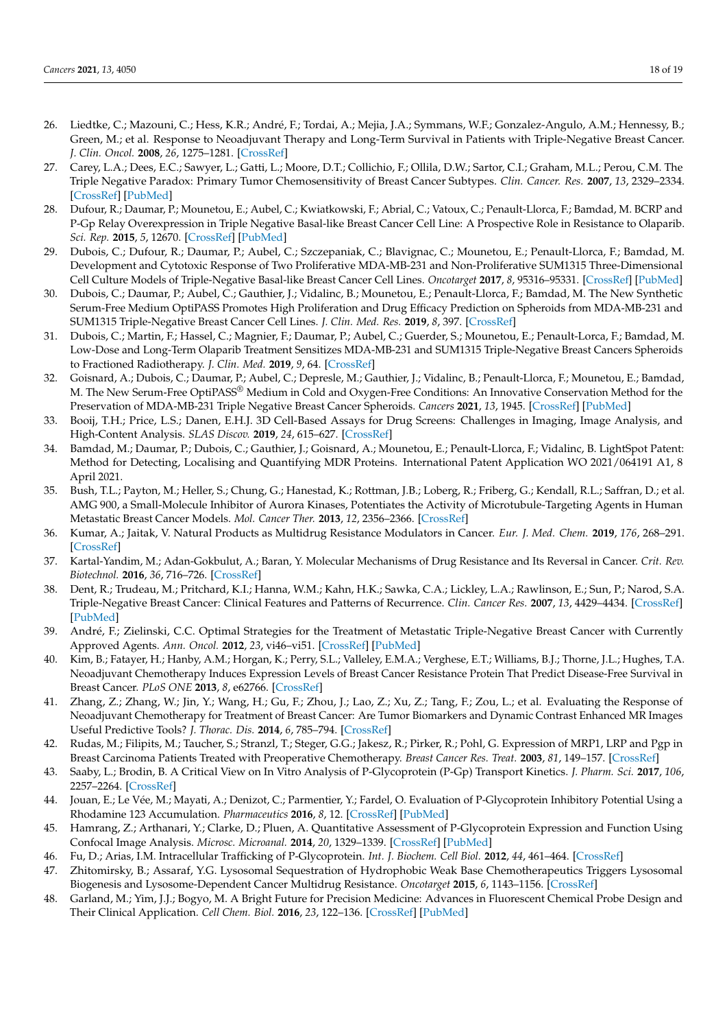26. Liedtke, C.; Mazouni, C.; Hess, K.R.; André, F.; Tordai, A.; Mejia, J.A.; Symmans, W.F.; Gonzalez-Angulo, A.M.; Hennessy, B.; Green, M.; et al. Response to Neoadjuvant Therapy and Long-Term Survival in Patients with Triple-Negative Breast Cancer. *J. Clin. Oncol.* **2008**, *26*, 1275–1281. [CrossRef]
27. Carey, L.A.; Dees, E.C.; Sawyer, L.; Gatti, L.; Moore, D.T.; Collichio, F.; Ollila, D.W.; Sartor, C.I.; Graham, M.L.; Perou, C.M. The Triple Negative Paradox: Primary Tumor Chemosensitivity of Breast Cancer Subtypes. *Clin. Cancer. Res.* **2007**, *13*, 2329–2334. [CrossRef] [PubMed]
28. Dufour, R.; Daumar, P.; Mounetou, E.; Aubel, C.; Kwiatkowski, F.; Abrial, C.; Vatoux, C.; Penault-Llorca, F.; Bamdad, M. BCRP and P-Gp Relay Overexpression in Triple Negative Basal-like Breast Cancer Cell Line: A Prospective Role in Resistance to Olaparib. *Sci. Rep.* **2015**, *5*, 12670. [CrossRef] [PubMed]
29. Dubois, C.; Dufour, R.; Daumar, P.; Aubel, C.; Szczepaniak, C.; Blavignac, C.; Mounetou, E.; Penault-Llorca, F.; Bamdad, M. Development and Cytotoxic Response of Two Proliferative MDA-MB-231 and Non-Proliferative SUM1315 Three-Dimensional Cell Culture Models of Triple-Negative Basal-like Breast Cancer Cell Lines. *Oncotarget* **2017**, *8*, 95316–95331. [CrossRef] [PubMed]
30. Dubois, C.; Daumar, P.; Aubel, C.; Gauthier, J.; Vidalinc, B.; Mounetou, E.; Penault-Llorca, F.; Bamdad, M. The New Synthetic Serum-Free Medium OptiPASS Promotes High Proliferation and Drug Efficacy Prediction on Spheroids from MDA-MB-231 and SUM1315 Triple-Negative Breast Cancer Cell Lines. *J. Clin. Med. Res.* **2019**, *8*, 397. [CrossRef]
31. Dubois, C.; Martin, F.; Hassel, C.; Magnier, F.; Daumar, P.; Aubel, C.; Guerder, S.; Mounetou, E.; Penault-Lorca, F.; Bamdad, M. Low-Dose and Long-Term Olaparib Treatment Sensitizes MDA-MB-231 and SUM1315 Triple-Negative Breast Cancers Spheroids to Fractioned Radiotherapy. *J. Clin. Med.* **2019**, *9*, 64. [CrossRef]
32. Goisnard, A.; Dubois, C.; Daumar, P.; Aubel, C.; Depresle, M.; Gauthier, J.; Vidalinc, B.; Penault-Llorca, F.; Mounetou, E.; Bamdad, M. The New Serum-Free OptiPASS® Medium in Cold and Oxygen-Free Conditions: An Innovative Conservation Method for the Preservation of MDA-MB-231 Triple Negative Breast Cancer Spheroids. *Cancers* **2021**, *13*, 1945. [CrossRef] [PubMed]
33. Booij, T.H.; Price, L.S.; Danen, E.H.J. 3D Cell-Based Assays for Drug Screens: Challenges in Imaging, Image Analysis, and High-Content Analysis. *SLAS Discov.* **2019**, *24*, 615–627. [CrossRef]
34. Bamdad, M.; Daumar, P.; Dubois, C.; Gauthier, J.; Goisnard, A.; Mounetou, E.; Penault-Llorca, F.; Vidalinc, B. LightSpot Patent: Method for Detecting, Localising and Quantifying MDR Proteins. International Patent Application WO 2021/064191 A1, 8 April 2021.
35. Bush, T.L.; Payton, M.; Heller, S.; Chung, G.; Hanestad, K.; Rottman, J.B.; Loberg, R.; Friberg, G.; Kendall, R.L.; Saffran, D.; et al. AMG 900, a Small-Molecule Inhibitor of Aurora Kinases, Potentiates the Activity of Microtubule-Targeting Agents in Human Metastatic Breast Cancer Models. *Mol. Cancer Ther.* **2013**, *12*, 2356–2366. [CrossRef]
36. Kumar, A.; Jaitak, V. Natural Products as Multidrug Resistance Modulators in Cancer. *Eur. J. Med. Chem.* **2019**, *176*, 268–291. [CrossRef]
37. Kartal-Yandim, M.; Adan-Gokbulut, A.; Baran, Y. Molecular Mechanisms of Drug Resistance and Its Reversal in Cancer. *Crit. Rev. Biotechnol.* **2016**, *36*, 716–726. [CrossRef]
38. Dent, R.; Trudeau, M.; Pritchard, K.I.; Hanna, W.M.; Kahn, H.K.; Sawka, C.A.; Lickley, L.A.; Rawlinson, E.; Sun, P.; Narod, S.A. Triple-Negative Breast Cancer: Clinical Features and Patterns of Recurrence. *Clin. Cancer Res.* **2007**, *13*, 4429–4434. [CrossRef] [PubMed]
39. André, F.; Zielinski, C.C. Optimal Strategies for the Treatment of Metastatic Triple-Negative Breast Cancer with Currently Approved Agents. *Ann. Oncol.* **2012**, *23*, vi46–vi51. [CrossRef] [PubMed]
40. Kim, B.; Fatayer, H.; Hanby, A.M.; Horgan, K.; Perry, S.L.; Valleley, E.M.A.; Verghese, E.T.; Williams, B.J.; Thorne, J.L.; Hughes, T.A. Neoadjuvant Chemotherapy Induces Expression Levels of Breast Cancer Resistance Protein That Predict Disease-Free Survival in Breast Cancer. *PLoS ONE* **2013**, *8*, e62766. [CrossRef]
41. Zhang, Z.; Zhang, W.; Jin, Y.; Wang, H.; Gu, F.; Zhou, J.; Lao, Z.; Xu, Z.; Tang, F.; Zou, L.; et al. Evaluating the Response of Neoadjuvant Chemotherapy for Treatment of Breast Cancer: Are Tumor Biomarkers and Dynamic Contrast Enhanced MR Images Useful Predictive Tools? *J. Thorac. Dis.* **2014**, *6*, 785–794. [CrossRef]
42. Rudas, M.; Filipits, M.; Taucher, S.; Stranzl, T.; Steger, G.G.; Jakesz, R.; Pirker, R.; Pohl, G. Expression of MRP1, LRP and Pgp in Breast Carcinoma Patients Treated with Preoperative Chemotherapy. *Breast Cancer Res. Treat.* **2003**, *81*, 149–157. [CrossRef]
43. Saaby, L.; Brodin, B. A Critical View on In Vitro Analysis of P-Glycoprotein (P-Gp) Transport Kinetics. *J. Pharm. Sci.* **2017**, *106*, 2257–2264. [CrossRef]
44. Jouan, E.; Le Vée, M.; Mayati, A.; Denizot, C.; Parmentier, Y.; Fardel, O. Evaluation of P-Glycoprotein Inhibitory Potential Using a Rhodamine 123 Accumulation. *Pharmaceutics* **2016**, *8*, 12. [CrossRef] [PubMed]
45. Hamrang, Z.; Arthanari, Y.; Clarke, D.; Pluen, A. Quantitative Assessment of P-Glycoprotein Expression and Function Using Confocal Image Analysis. *Microsc. Microanal.* **2014**, *20*, 1329–1339. [CrossRef] [PubMed]
46. Fu, D.; Arias, I.M. Intracellular Trafficking of P-Glycoprotein. *Int. J. Biochem. Cell Biol.* **2012**, *44*, 461–464. [CrossRef]
47. Zhitomirsky, B.; Assaraf, Y.G. Lysosomal Sequestration of Hydrophobic Weak Base Chemotherapeutics Triggers Lysosomal Biogenesis and Lysosome-Dependent Cancer Multidrug Resistance. *Oncotarget* **2015**, *6*, 1143–1156. [CrossRef]
48. Garland, M.; Yim, J.J.; Bogyo, M. A Bright Future for Precision Medicine: Advances in Fluorescent Chemical Probe Design and Their Clinical Application. *Cell Chem. Biol.* **2016**, *23*, 122–136. [CrossRef] [PubMed]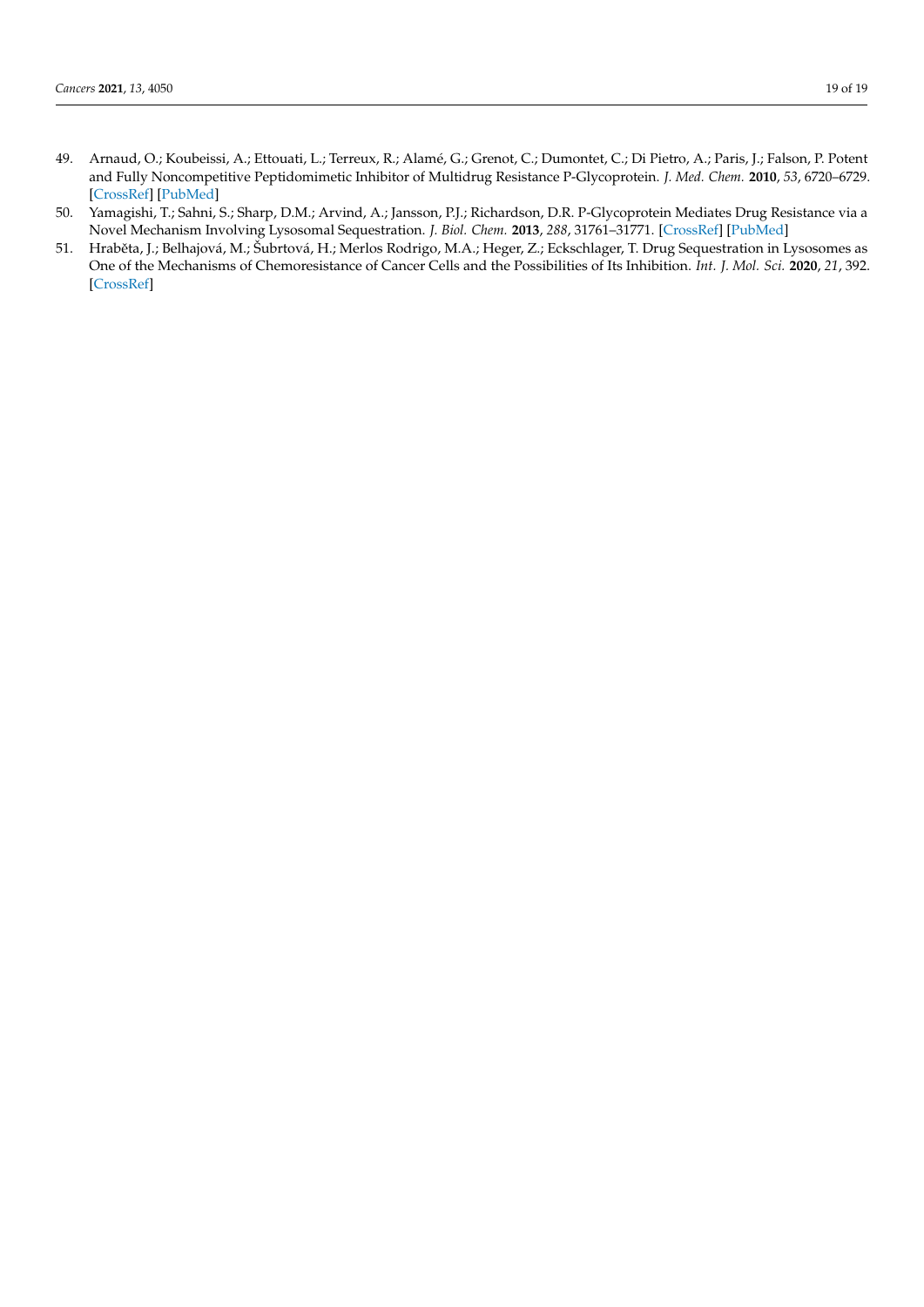49. Arnaud, O.; Koubeissi, A.; Ettouati, L.; Terreux, R.; Alamé, G.; Grenot, C.; Dumontet, C.; Di Pietro, A.; Paris, J.; Falson, P. Potent and Fully Noncompetitive Peptidomimetic Inhibitor of Multidrug Resistance P-Glycoprotein. *J. Med. Chem.* **2010**, *53*, 6720–6729. [CrossRef] [PubMed]
50. Yamagishi, T.; Sahni, S.; Sharp, D.M.; Arvind, A.; Jansson, P.J.; Richardson, D.R. P-Glycoprotein Mediates Drug Resistance via a Novel Mechanism Involving Lysosomal Sequestration. *J. Biol. Chem.* **2013**, *288*, 31761–31771. [CrossRef] [PubMed]
51. Hraběta, J.; Belhajová, M.; Šubrtová, H.; Merlos Rodrigo, M.A.; Heger, Z.; Eckschlager, T. Drug Sequestration in Lysosomes as One of the Mechanisms of Chemoresistance of Cancer Cells and the Possibilities of Its Inhibition. *Int. J. Mol. Sci.* **2020**, *21*, 392. [CrossRef]